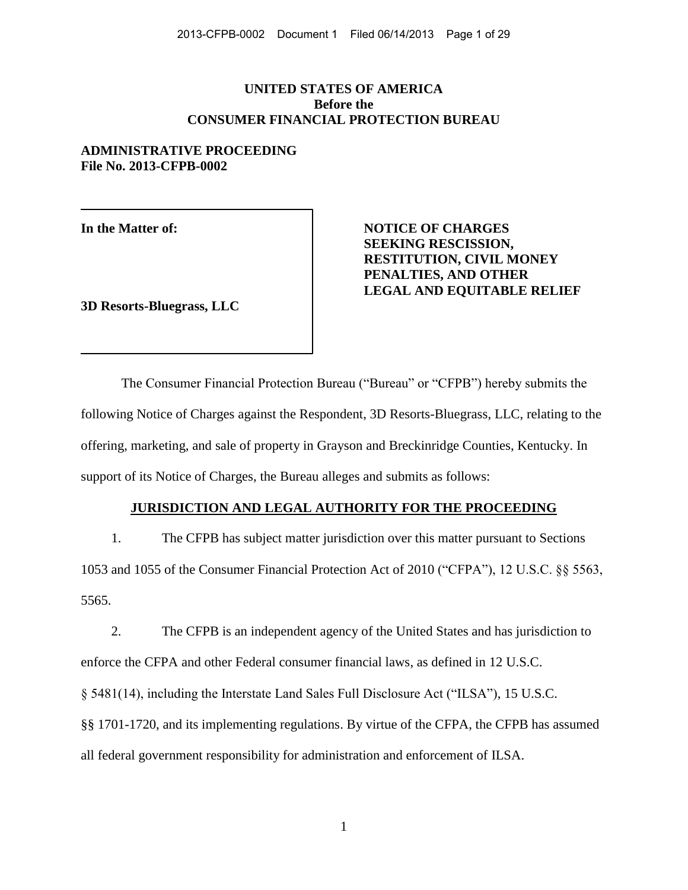**UNITED STATES OF AMERICA**
**Before the**
**CONSUMER FINANCIAL PROTECTION BUREAU**

**ADMINISTRATIVE PROCEEDING**
**File No. 2013-CFPB-0002**

**In the Matter of:**

**3D Resorts-Bluegrass, LLC**

**NOTICE OF CHARGES SEEKING RESCISSION, RESTITUTION, CIVIL MONEY PENALTIES, AND OTHER LEGAL AND EQUITABLE RELIEF**

The Consumer Financial Protection Bureau ("Bureau" or "CFPB") hereby submits the following Notice of Charges against the Respondent, 3D Resorts-Bluegrass, LLC, relating to the offering, marketing, and sale of property in Grayson and Breckinridge Counties, Kentucky. In support of its Notice of Charges, the Bureau alleges and submits as follows:

## JURISDICTION AND LEGAL AUTHORITY FOR THE PROCEEDING

1. The CFPB has subject matter jurisdiction over this matter pursuant to Sections 1053 and 1055 of the Consumer Financial Protection Act of 2010 ("CFPA"), 12 U.S.C. §§ 5563, 5565.

2. The CFPB is an independent agency of the United States and has jurisdiction to enforce the CFPA and other Federal consumer financial laws, as defined in 12 U.S.C. § 5481(14), including the Interstate Land Sales Full Disclosure Act ("ILSA"), 15 U.S.C. §§ 1701-1720, and its implementing regulations. By virtue of the CFPA, the CFPB has assumed all federal government responsibility for administration and enforcement of ILSA.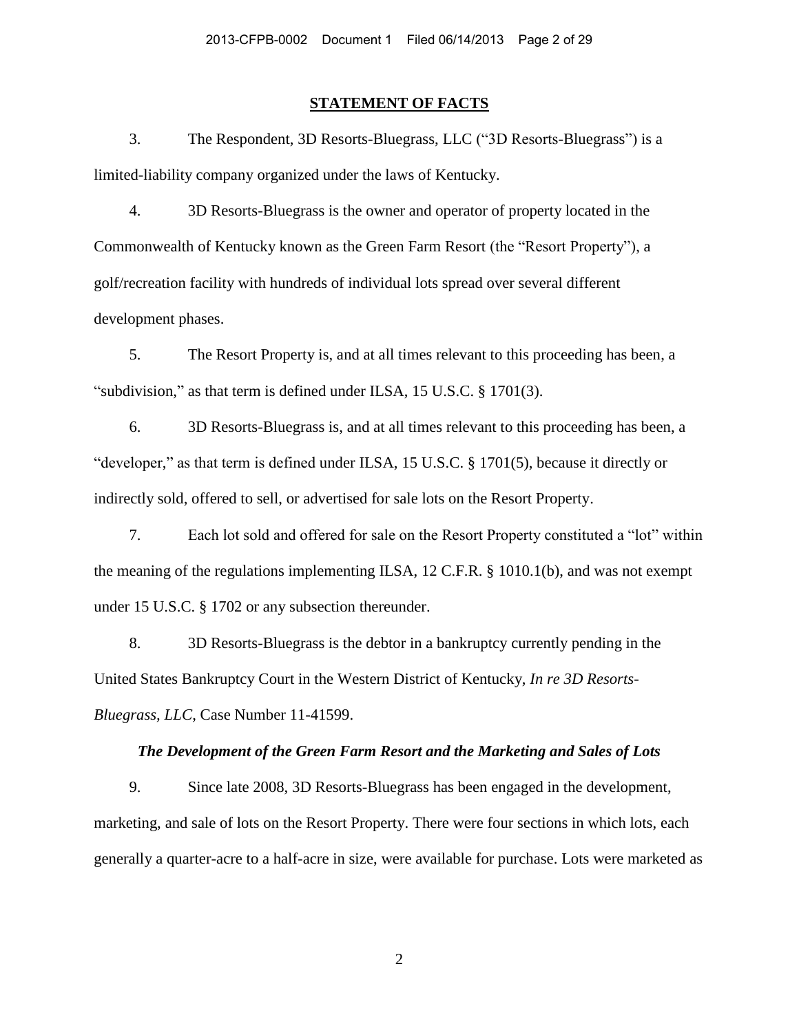## STATEMENT OF FACTS

3. The Respondent, 3D Resorts-Bluegrass, LLC ("3D Resorts-Bluegrass") is a limited-liability company organized under the laws of Kentucky.

4. 3D Resorts-Bluegrass is the owner and operator of property located in the Commonwealth of Kentucky known as the Green Farm Resort (the "Resort Property"), a golf/recreation facility with hundreds of individual lots spread over several different development phases.

5. The Resort Property is, and at all times relevant to this proceeding has been, a "subdivision," as that term is defined under ILSA, 15 U.S.C. § 1701(3).

6. 3D Resorts-Bluegrass is, and at all times relevant to this proceeding has been, a "developer," as that term is defined under ILSA, 15 U.S.C. § 1701(5), because it directly or indirectly sold, offered to sell, or advertised for sale lots on the Resort Property.

7. Each lot sold and offered for sale on the Resort Property constituted a "lot" within the meaning of the regulations implementing ILSA, 12 C.F.R. § 1010.1(b), and was not exempt under 15 U.S.C. § 1702 or any subsection thereunder.

8. 3D Resorts-Bluegrass is the debtor in a bankruptcy currently pending in the United States Bankruptcy Court in the Western District of Kentucky, *In re 3D Resorts-Bluegrass, LLC*, Case Number 11-41599.

### *The Development of the Green Farm Resort and the Marketing and Sales of Lots*

9. Since late 2008, 3D Resorts-Bluegrass has been engaged in the development, marketing, and sale of lots on the Resort Property. There were four sections in which lots, each generally a quarter-acre to a half-acre in size, were available for purchase. Lots were marketed as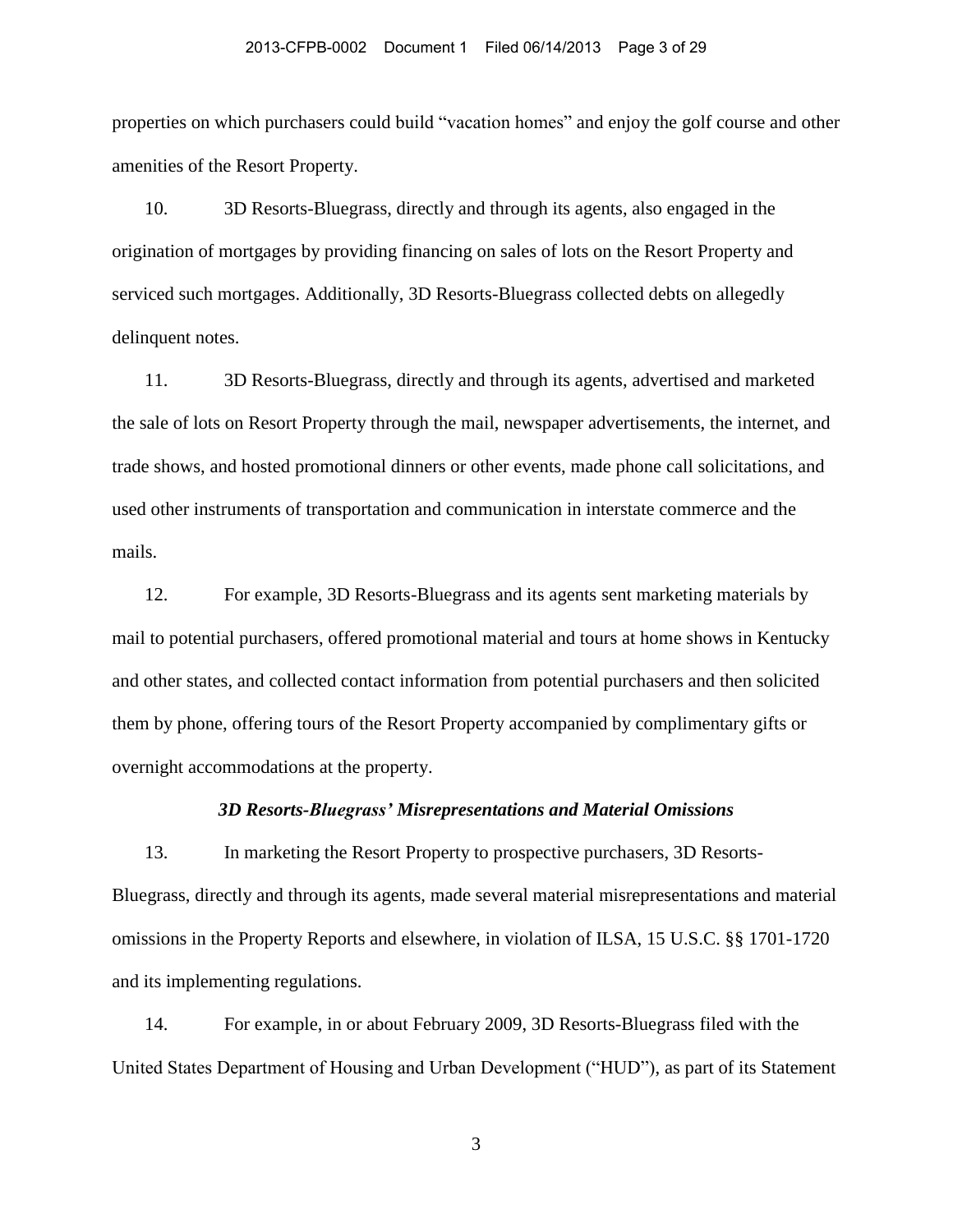properties on which purchasers could build "vacation homes" and enjoy the golf course and other amenities of the Resort Property.

10. 3D Resorts-Bluegrass, directly and through its agents, also engaged in the origination of mortgages by providing financing on sales of lots on the Resort Property and serviced such mortgages. Additionally, 3D Resorts-Bluegrass collected debts on allegedly delinquent notes.

11. 3D Resorts-Bluegrass, directly and through its agents, advertised and marketed the sale of lots on Resort Property through the mail, newspaper advertisements, the internet, and trade shows, and hosted promotional dinners or other events, made phone call solicitations, and used other instruments of transportation and communication in interstate commerce and the mails.

12. For example, 3D Resorts-Bluegrass and its agents sent marketing materials by mail to potential purchasers, offered promotional material and tours at home shows in Kentucky and other states, and collected contact information from potential purchasers and then solicited them by phone, offering tours of the Resort Property accompanied by complimentary gifts or overnight accommodations at the property.

***3D Resorts-Bluegrass' Misrepresentations and Material Omissions***

13. In marketing the Resort Property to prospective purchasers, 3D Resorts-Bluegrass, directly and through its agents, made several material misrepresentations and material omissions in the Property Reports and elsewhere, in violation of ILSA, 15 U.S.C. §§ 1701-1720 and its implementing regulations.

14. For example, in or about February 2009, 3D Resorts-Bluegrass filed with the United States Department of Housing and Urban Development ("HUD"), as part of its Statement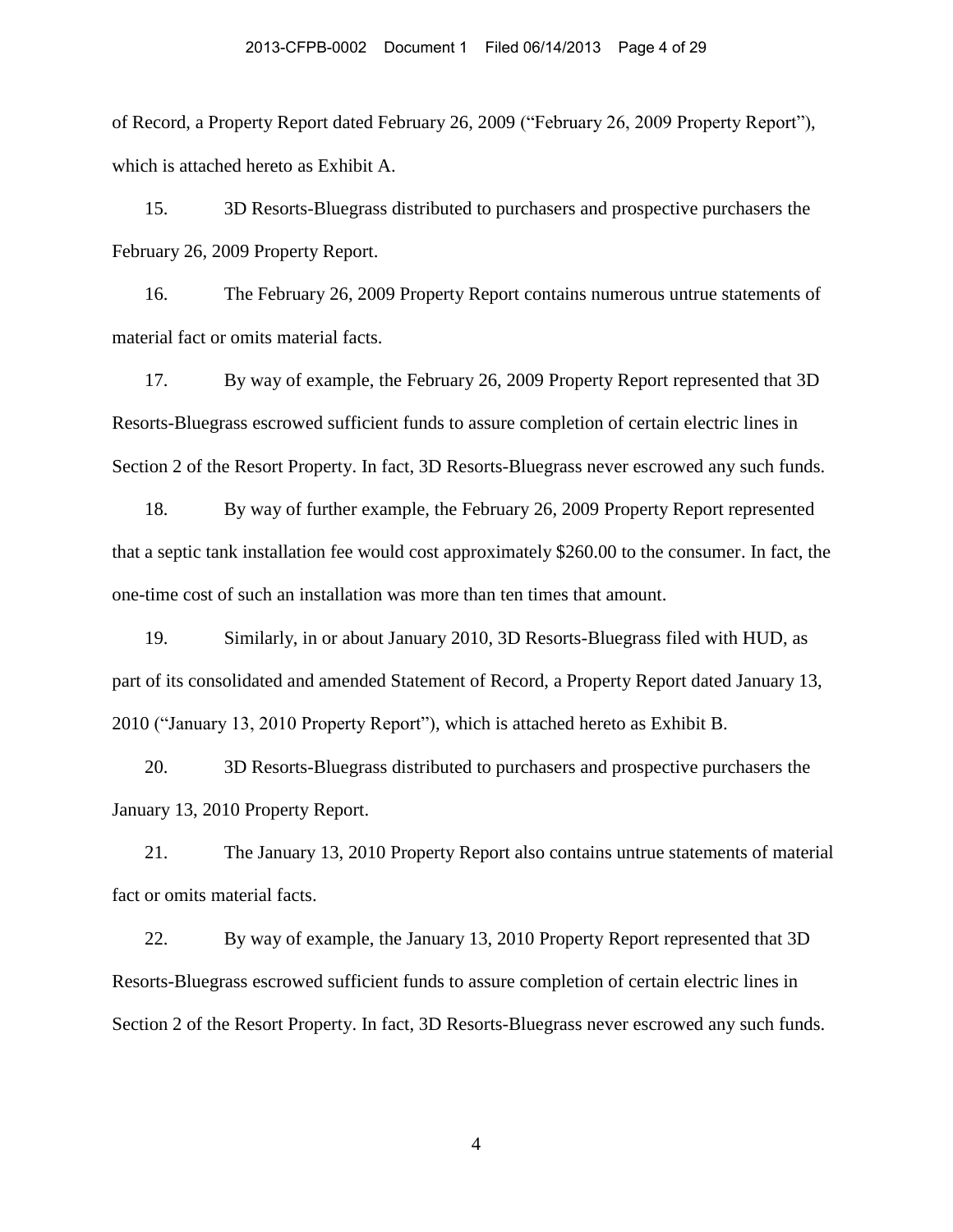of Record, a Property Report dated February 26, 2009 ("February 26, 2009 Property Report"), which is attached hereto as Exhibit A.

15. 3D Resorts-Bluegrass distributed to purchasers and prospective purchasers the February 26, 2009 Property Report.

16. The February 26, 2009 Property Report contains numerous untrue statements of material fact or omits material facts.

17. By way of example, the February 26, 2009 Property Report represented that 3D Resorts-Bluegrass escrowed sufficient funds to assure completion of certain electric lines in Section 2 of the Resort Property. In fact, 3D Resorts-Bluegrass never escrowed any such funds.

18. By way of further example, the February 26, 2009 Property Report represented that a septic tank installation fee would cost approximately $260.00 to the consumer. In fact, the one-time cost of such an installation was more than ten times that amount.

19. Similarly, in or about January 2010, 3D Resorts-Bluegrass filed with HUD, as part of its consolidated and amended Statement of Record, a Property Report dated January 13, 2010 ("January 13, 2010 Property Report"), which is attached hereto as Exhibit B.

20. 3D Resorts-Bluegrass distributed to purchasers and prospective purchasers the January 13, 2010 Property Report.

21. The January 13, 2010 Property Report also contains untrue statements of material fact or omits material facts.

22. By way of example, the January 13, 2010 Property Report represented that 3D Resorts-Bluegrass escrowed sufficient funds to assure completion of certain electric lines in Section 2 of the Resort Property. In fact, 3D Resorts-Bluegrass never escrowed any such funds.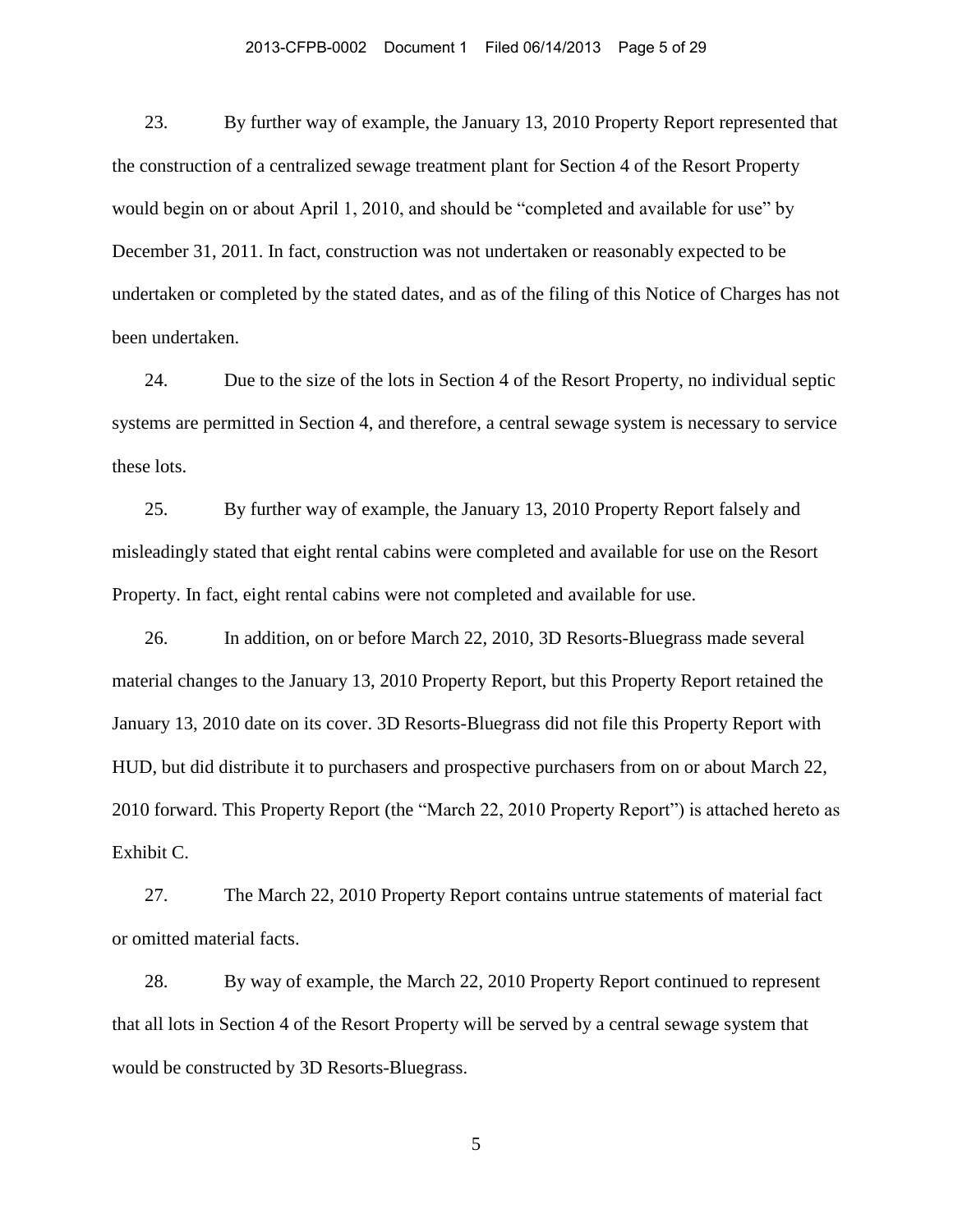23. By further way of example, the January 13, 2010 Property Report represented that the construction of a centralized sewage treatment plant for Section 4 of the Resort Property would begin on or about April 1, 2010, and should be "completed and available for use" by December 31, 2011. In fact, construction was not undertaken or reasonably expected to be undertaken or completed by the stated dates, and as of the filing of this Notice of Charges has not been undertaken.

24. Due to the size of the lots in Section 4 of the Resort Property, no individual septic systems are permitted in Section 4, and therefore, a central sewage system is necessary to service these lots.

25. By further way of example, the January 13, 2010 Property Report falsely and misleadingly stated that eight rental cabins were completed and available for use on the Resort Property. In fact, eight rental cabins were not completed and available for use.

26. In addition, on or before March 22, 2010, 3D Resorts-Bluegrass made several material changes to the January 13, 2010 Property Report, but this Property Report retained the January 13, 2010 date on its cover. 3D Resorts-Bluegrass did not file this Property Report with HUD, but did distribute it to purchasers and prospective purchasers from on or about March 22, 2010 forward. This Property Report (the "March 22, 2010 Property Report") is attached hereto as Exhibit C.

27. The March 22, 2010 Property Report contains untrue statements of material fact or omitted material facts.

28. By way of example, the March 22, 2010 Property Report continued to represent that all lots in Section 4 of the Resort Property will be served by a central sewage system that would be constructed by 3D Resorts-Bluegrass.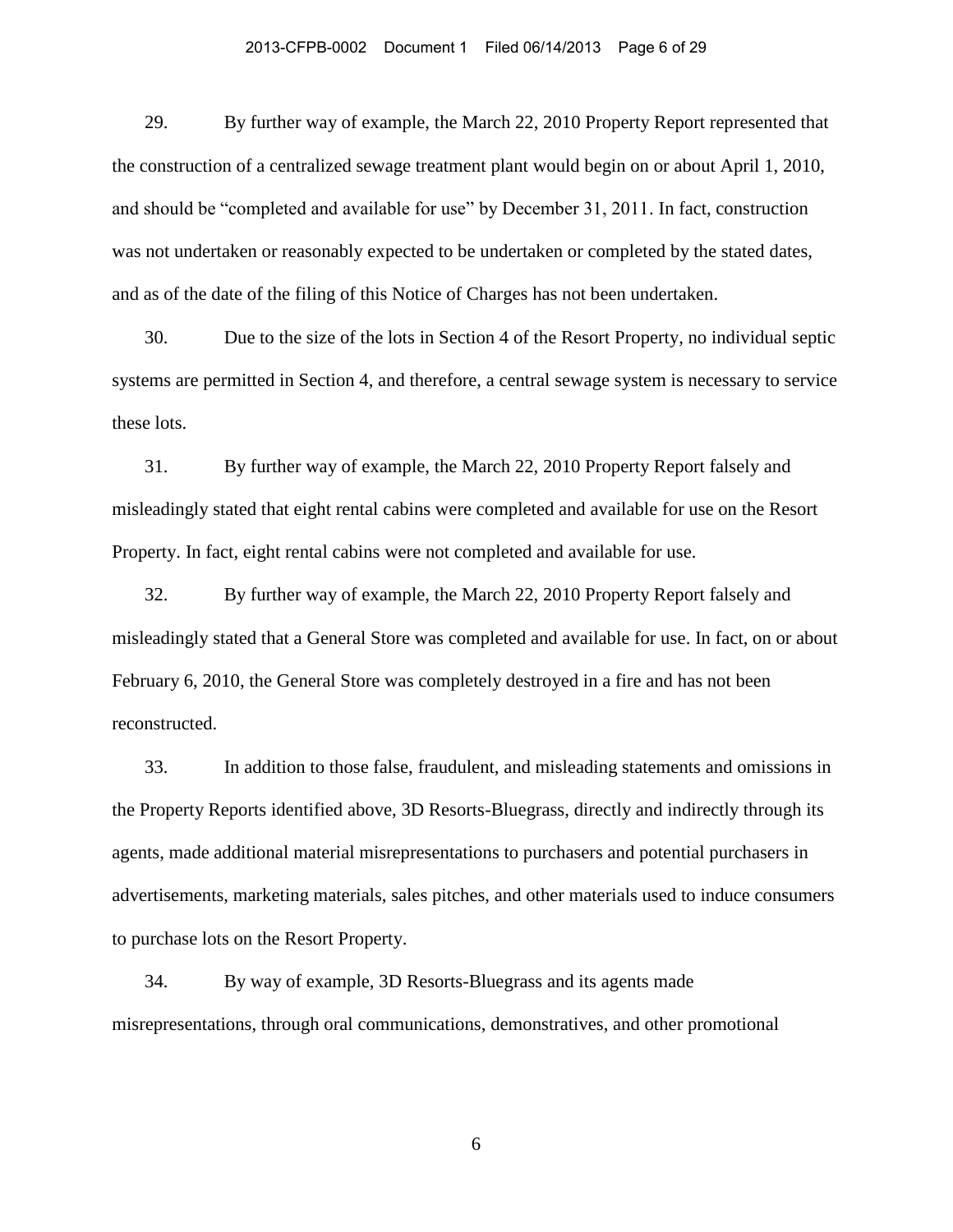29. By further way of example, the March 22, 2010 Property Report represented that the construction of a centralized sewage treatment plant would begin on or about April 1, 2010, and should be "completed and available for use" by December 31, 2011. In fact, construction was not undertaken or reasonably expected to be undertaken or completed by the stated dates, and as of the date of the filing of this Notice of Charges has not been undertaken.

30. Due to the size of the lots in Section 4 of the Resort Property, no individual septic systems are permitted in Section 4, and therefore, a central sewage system is necessary to service these lots.

31. By further way of example, the March 22, 2010 Property Report falsely and misleadingly stated that eight rental cabins were completed and available for use on the Resort Property. In fact, eight rental cabins were not completed and available for use.

32. By further way of example, the March 22, 2010 Property Report falsely and misleadingly stated that a General Store was completed and available for use. In fact, on or about February 6, 2010, the General Store was completely destroyed in a fire and has not been reconstructed.

33. In addition to those false, fraudulent, and misleading statements and omissions in the Property Reports identified above, 3D Resorts-Bluegrass, directly and indirectly through its agents, made additional material misrepresentations to purchasers and potential purchasers in advertisements, marketing materials, sales pitches, and other materials used to induce consumers to purchase lots on the Resort Property.

34. By way of example, 3D Resorts-Bluegrass and its agents made misrepresentations, through oral communications, demonstratives, and other promotional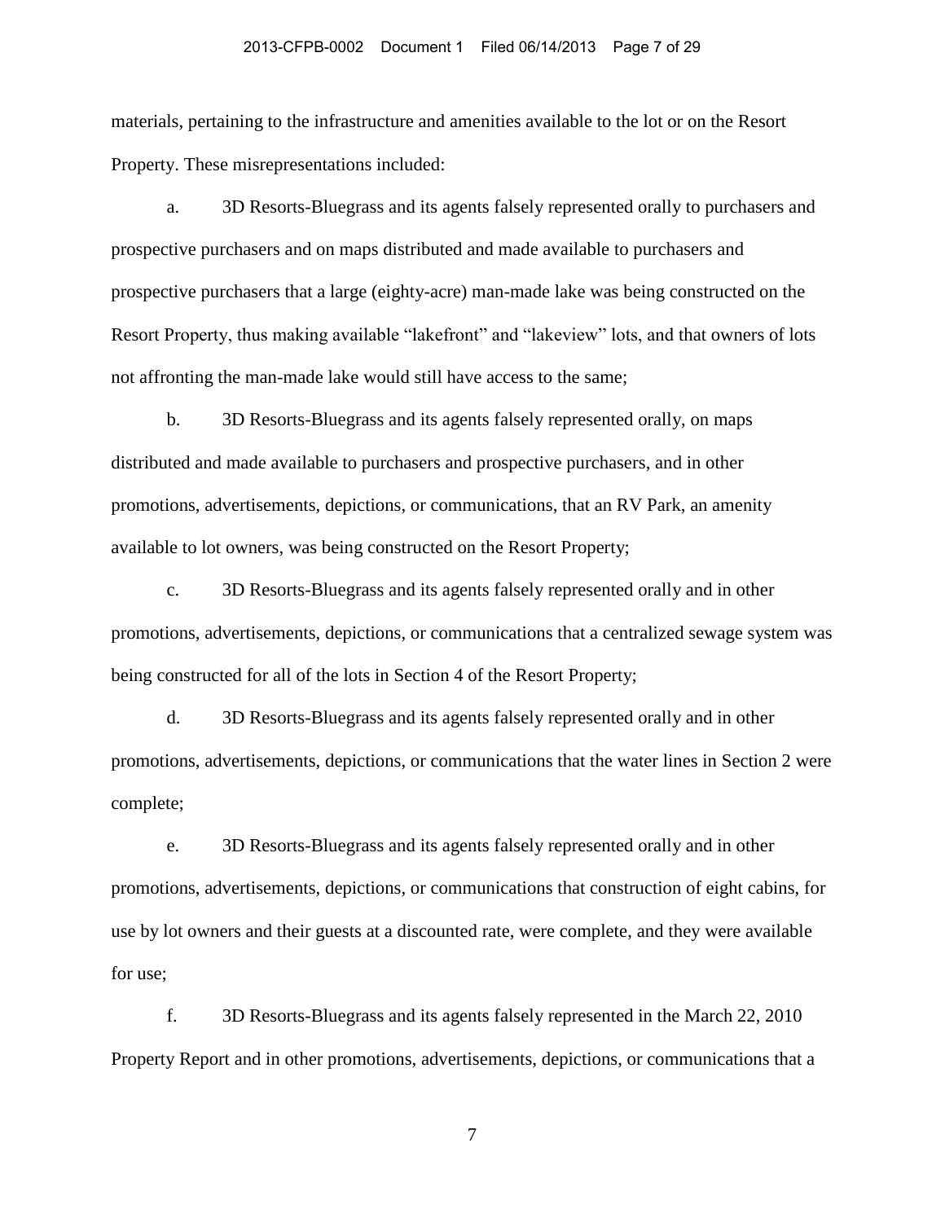materials, pertaining to the infrastructure and amenities available to the lot or on the Resort Property. These misrepresentations included:

a. 3D Resorts-Bluegrass and its agents falsely represented orally to purchasers and prospective purchasers and on maps distributed and made available to purchasers and prospective purchasers that a large (eighty-acre) man-made lake was being constructed on the Resort Property, thus making available "lakefront" and "lakeview" lots, and that owners of lots not affronting the man-made lake would still have access to the same;

b. 3D Resorts-Bluegrass and its agents falsely represented orally, on maps distributed and made available to purchasers and prospective purchasers, and in other promotions, advertisements, depictions, or communications, that an RV Park, an amenity available to lot owners, was being constructed on the Resort Property;

c. 3D Resorts-Bluegrass and its agents falsely represented orally and in other promotions, advertisements, depictions, or communications that a centralized sewage system was being constructed for all of the lots in Section 4 of the Resort Property;

d. 3D Resorts-Bluegrass and its agents falsely represented orally and in other promotions, advertisements, depictions, or communications that the water lines in Section 2 were complete;

e. 3D Resorts-Bluegrass and its agents falsely represented orally and in other promotions, advertisements, depictions, or communications that construction of eight cabins, for use by lot owners and their guests at a discounted rate, were complete, and they were available for use;

f. 3D Resorts-Bluegrass and its agents falsely represented in the March 22, 2010 Property Report and in other promotions, advertisements, depictions, or communications that a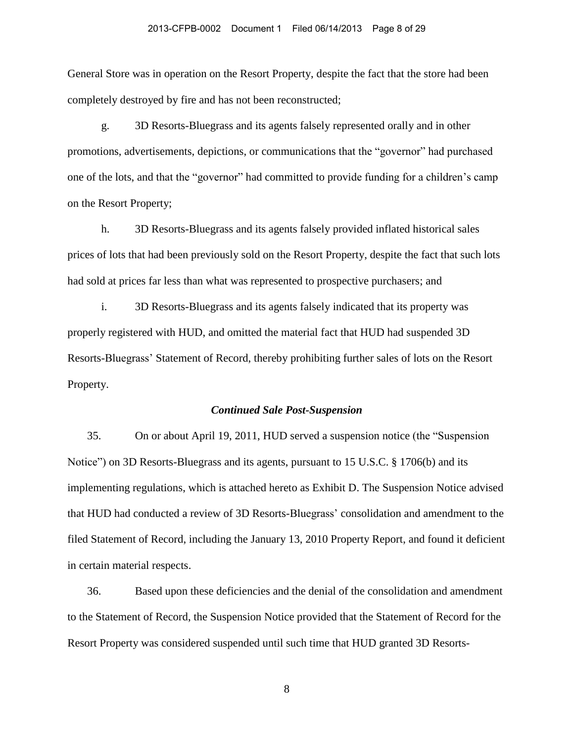General Store was in operation on the Resort Property, despite the fact that the store had been completely destroyed by fire and has not been reconstructed;

g. 3D Resorts-Bluegrass and its agents falsely represented orally and in other promotions, advertisements, depictions, or communications that the "governor" had purchased one of the lots, and that the "governor" had committed to provide funding for a children's camp on the Resort Property;

h. 3D Resorts-Bluegrass and its agents falsely provided inflated historical sales prices of lots that had been previously sold on the Resort Property, despite the fact that such lots had sold at prices far less than what was represented to prospective purchasers; and

i. 3D Resorts-Bluegrass and its agents falsely indicated that its property was properly registered with HUD, and omitted the material fact that HUD had suspended 3D Resorts-Bluegrass' Statement of Record, thereby prohibiting further sales of lots on the Resort Property.

***Continued Sale Post-Suspension***

35. On or about April 19, 2011, HUD served a suspension notice (the "Suspension Notice") on 3D Resorts-Bluegrass and its agents, pursuant to 15 U.S.C. § 1706(b) and its implementing regulations, which is attached hereto as Exhibit D. The Suspension Notice advised that HUD had conducted a review of 3D Resorts-Bluegrass' consolidation and amendment to the filed Statement of Record, including the January 13, 2010 Property Report, and found it deficient in certain material respects.

36. Based upon these deficiencies and the denial of the consolidation and amendment to the Statement of Record, the Suspension Notice provided that the Statement of Record for the Resort Property was considered suspended until such time that HUD granted 3D Resorts-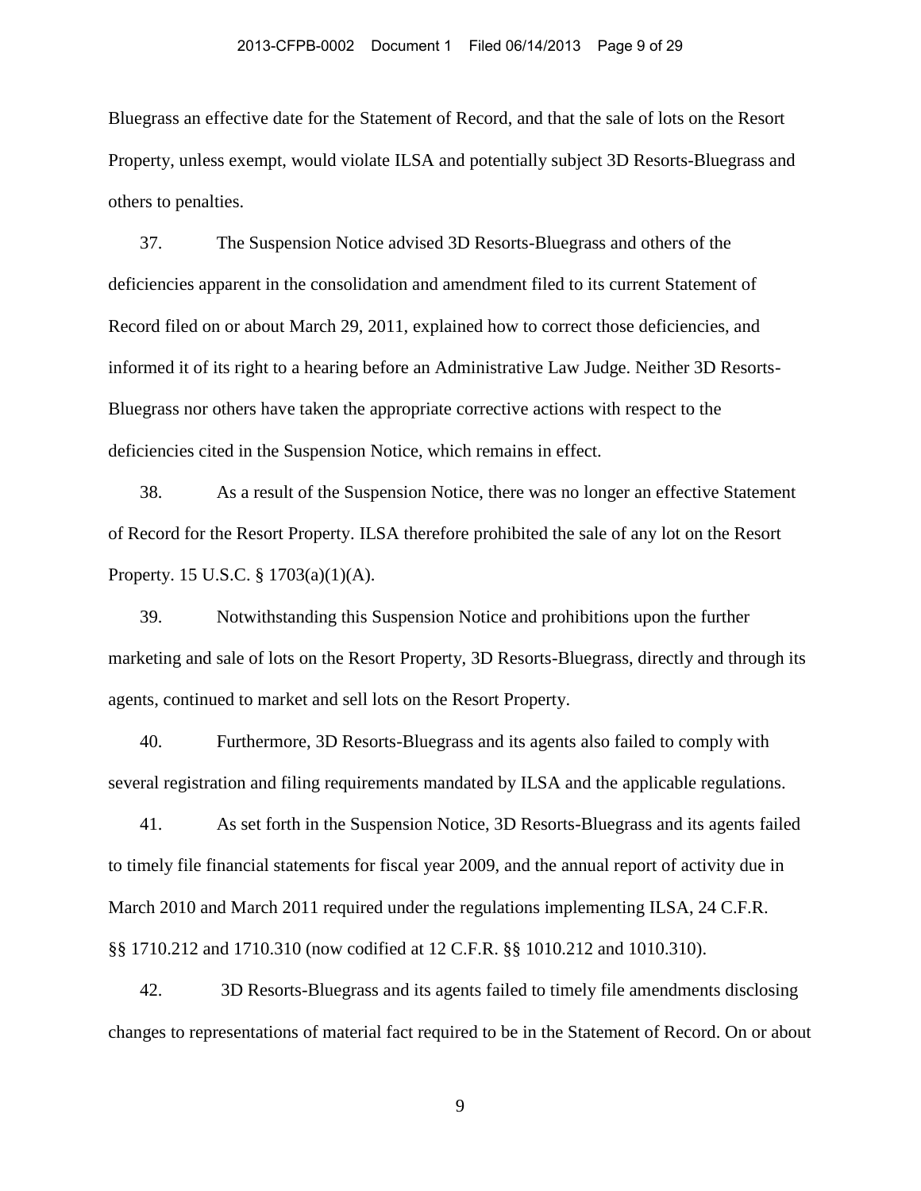Bluegrass an effective date for the Statement of Record, and that the sale of lots on the Resort Property, unless exempt, would violate ILSA and potentially subject 3D Resorts-Bluegrass and others to penalties.

37. The Suspension Notice advised 3D Resorts-Bluegrass and others of the deficiencies apparent in the consolidation and amendment filed to its current Statement of Record filed on or about March 29, 2011, explained how to correct those deficiencies, and informed it of its right to a hearing before an Administrative Law Judge. Neither 3D Resorts-Bluegrass nor others have taken the appropriate corrective actions with respect to the deficiencies cited in the Suspension Notice, which remains in effect.

38. As a result of the Suspension Notice, there was no longer an effective Statement of Record for the Resort Property. ILSA therefore prohibited the sale of any lot on the Resort Property. 15 U.S.C. § 1703(a)(1)(A).

39. Notwithstanding this Suspension Notice and prohibitions upon the further marketing and sale of lots on the Resort Property, 3D Resorts-Bluegrass, directly and through its agents, continued to market and sell lots on the Resort Property.

40. Furthermore, 3D Resorts-Bluegrass and its agents also failed to comply with several registration and filing requirements mandated by ILSA and the applicable regulations.

41. As set forth in the Suspension Notice, 3D Resorts-Bluegrass and its agents failed to timely file financial statements for fiscal year 2009, and the annual report of activity due in March 2010 and March 2011 required under the regulations implementing ILSA, 24 C.F.R. §§ 1710.212 and 1710.310 (now codified at 12 C.F.R. §§ 1010.212 and 1010.310).

42. 3D Resorts-Bluegrass and its agents failed to timely file amendments disclosing changes to representations of material fact required to be in the Statement of Record. On or about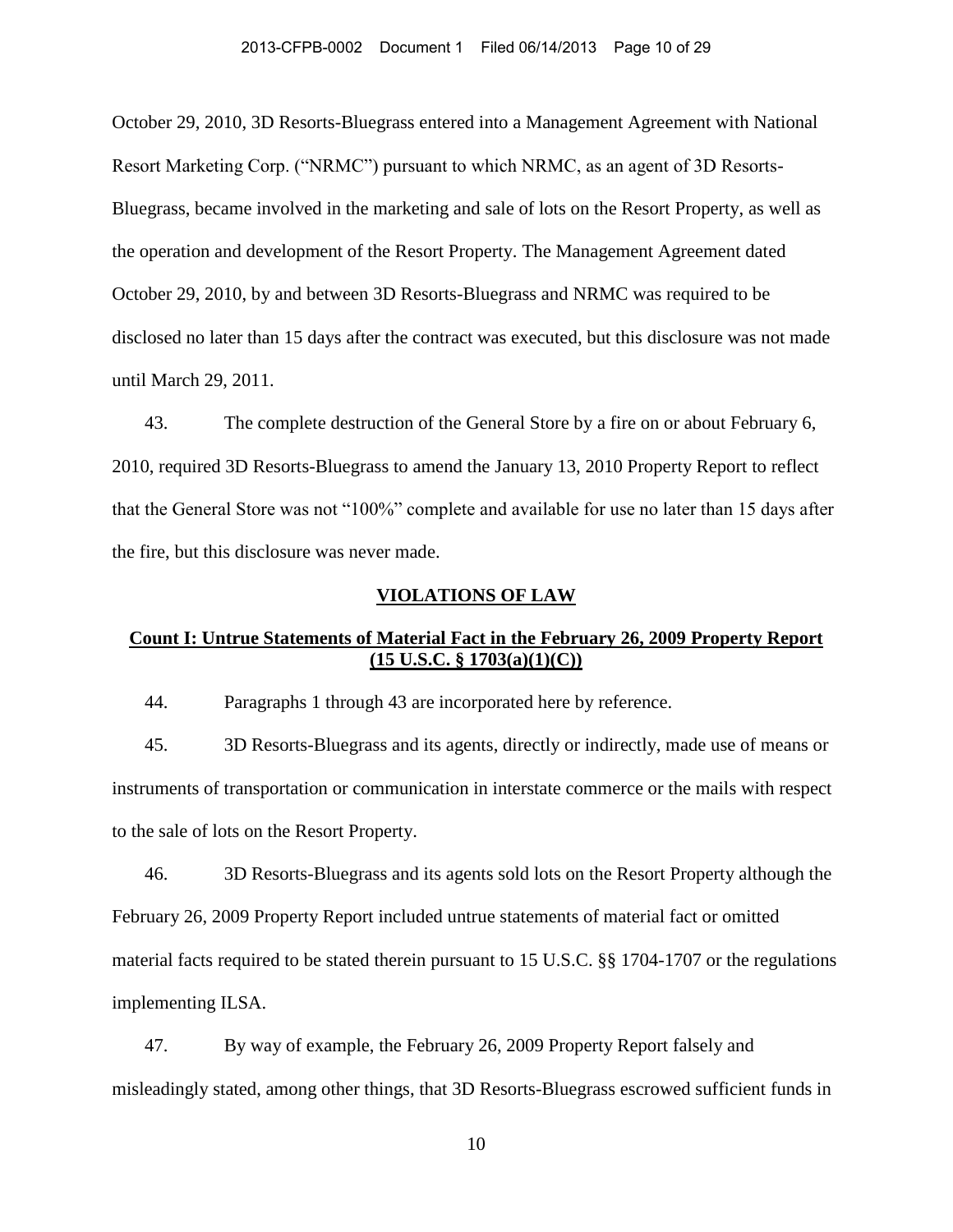October 29, 2010, 3D Resorts-Bluegrass entered into a Management Agreement with National Resort Marketing Corp. ("NRMC") pursuant to which NRMC, as an agent of 3D Resorts-Bluegrass, became involved in the marketing and sale of lots on the Resort Property, as well as the operation and development of the Resort Property. The Management Agreement dated October 29, 2010, by and between 3D Resorts-Bluegrass and NRMC was required to be disclosed no later than 15 days after the contract was executed, but this disclosure was not made until March 29, 2011.

43. The complete destruction of the General Store by a fire on or about February 6, 2010, required 3D Resorts-Bluegrass to amend the January 13, 2010 Property Report to reflect that the General Store was not "100%" complete and available for use no later than 15 days after the fire, but this disclosure was never made.

## VIOLATIONS OF LAW

### Count I: Untrue Statements of Material Fact in the February 26, 2009 Property Report (15 U.S.C. § 1703(a)(1)(C))

44. Paragraphs 1 through 43 are incorporated here by reference.

45. 3D Resorts-Bluegrass and its agents, directly or indirectly, made use of means or instruments of transportation or communication in interstate commerce or the mails with respect to the sale of lots on the Resort Property.

46. 3D Resorts-Bluegrass and its agents sold lots on the Resort Property although the February 26, 2009 Property Report included untrue statements of material fact or omitted material facts required to be stated therein pursuant to 15 U.S.C. §§ 1704-1707 or the regulations implementing ILSA.

47. By way of example, the February 26, 2009 Property Report falsely and misleadingly stated, among other things, that 3D Resorts-Bluegrass escrowed sufficient funds in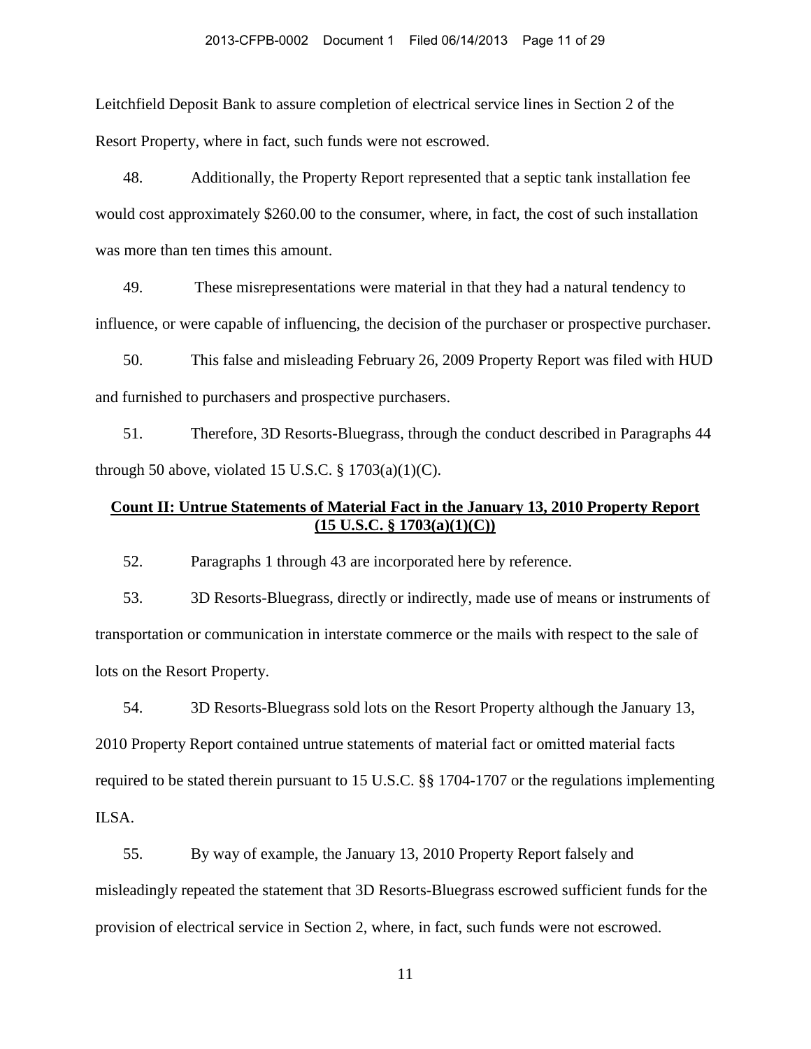Leitchfield Deposit Bank to assure completion of electrical service lines in Section 2 of the Resort Property, where in fact, such funds were not escrowed.

48. Additionally, the Property Report represented that a septic tank installation fee would cost approximately $260.00 to the consumer, where, in fact, the cost of such installation was more than ten times this amount.

49. These misrepresentations were material in that they had a natural tendency to influence, or were capable of influencing, the decision of the purchaser or prospective purchaser.

50. This false and misleading February 26, 2009 Property Report was filed with HUD and furnished to purchasers and prospective purchasers.

51. Therefore, 3D Resorts-Bluegrass, through the conduct described in Paragraphs 44 through 50 above, violated 15 U.S.C. § 1703(a)(1)(C).

**Count II: Untrue Statements of Material Fact in the January 13, 2010 Property Report (15 U.S.C. § 1703(a)(1)(C))**

52. Paragraphs 1 through 43 are incorporated here by reference.

53. 3D Resorts-Bluegrass, directly or indirectly, made use of means or instruments of transportation or communication in interstate commerce or the mails with respect to the sale of lots on the Resort Property.

54. 3D Resorts-Bluegrass sold lots on the Resort Property although the January 13, 2010 Property Report contained untrue statements of material fact or omitted material facts required to be stated therein pursuant to 15 U.S.C. §§ 1704-1707 or the regulations implementing ILSA.

55. By way of example, the January 13, 2010 Property Report falsely and misleadingly repeated the statement that 3D Resorts-Bluegrass escrowed sufficient funds for the provision of electrical service in Section 2, where, in fact, such funds were not escrowed.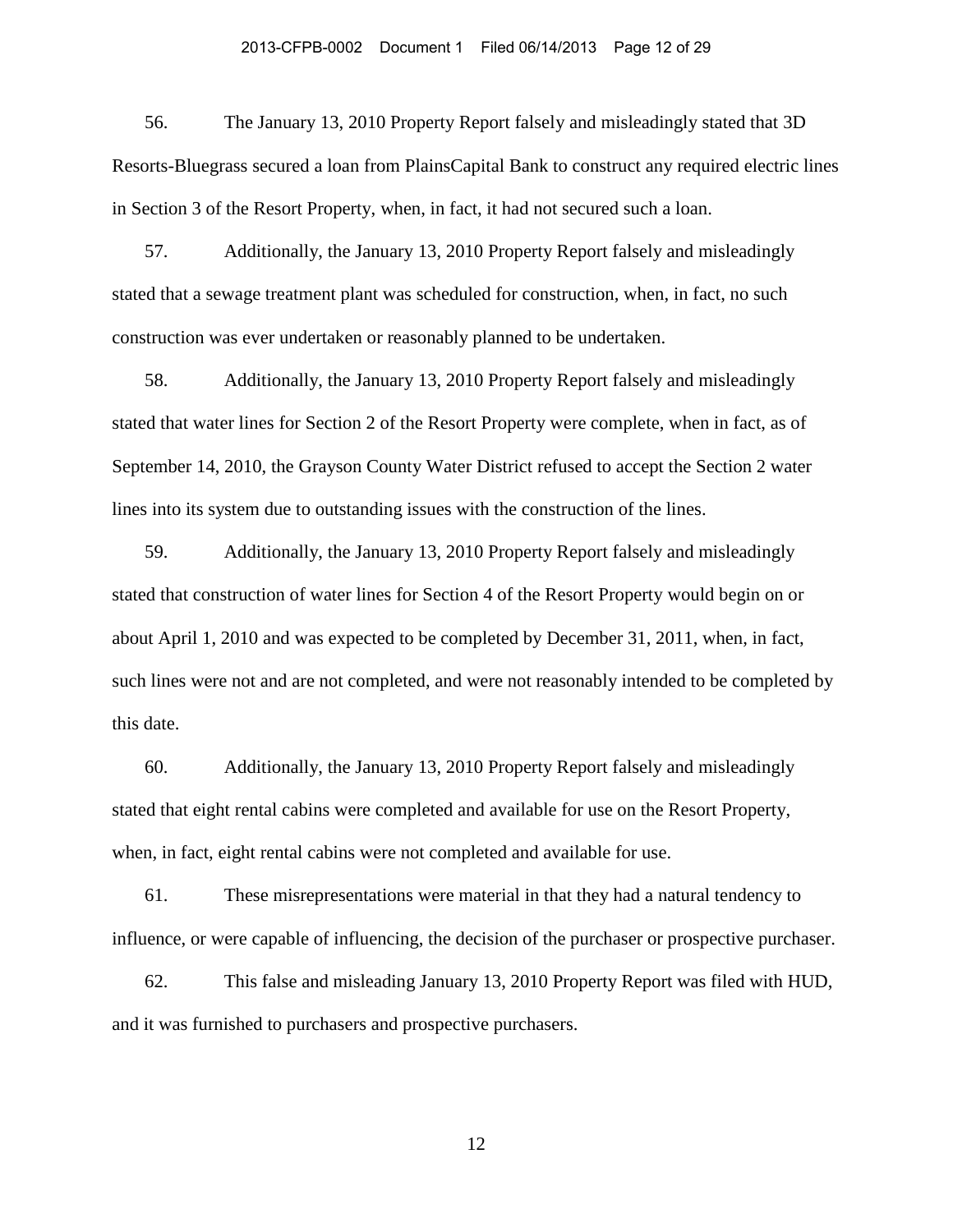56. The January 13, 2010 Property Report falsely and misleadingly stated that 3D Resorts-Bluegrass secured a loan from PlainsCapital Bank to construct any required electric lines in Section 3 of the Resort Property, when, in fact, it had not secured such a loan.

57. Additionally, the January 13, 2010 Property Report falsely and misleadingly stated that a sewage treatment plant was scheduled for construction, when, in fact, no such construction was ever undertaken or reasonably planned to be undertaken.

58. Additionally, the January 13, 2010 Property Report falsely and misleadingly stated that water lines for Section 2 of the Resort Property were complete, when in fact, as of September 14, 2010, the Grayson County Water District refused to accept the Section 2 water lines into its system due to outstanding issues with the construction of the lines.

59. Additionally, the January 13, 2010 Property Report falsely and misleadingly stated that construction of water lines for Section 4 of the Resort Property would begin on or about April 1, 2010 and was expected to be completed by December 31, 2011, when, in fact, such lines were not and are not completed, and were not reasonably intended to be completed by this date.

60. Additionally, the January 13, 2010 Property Report falsely and misleadingly stated that eight rental cabins were completed and available for use on the Resort Property, when, in fact, eight rental cabins were not completed and available for use.

61. These misrepresentations were material in that they had a natural tendency to influence, or were capable of influencing, the decision of the purchaser or prospective purchaser.

62. This false and misleading January 13, 2010 Property Report was filed with HUD, and it was furnished to purchasers and prospective purchasers.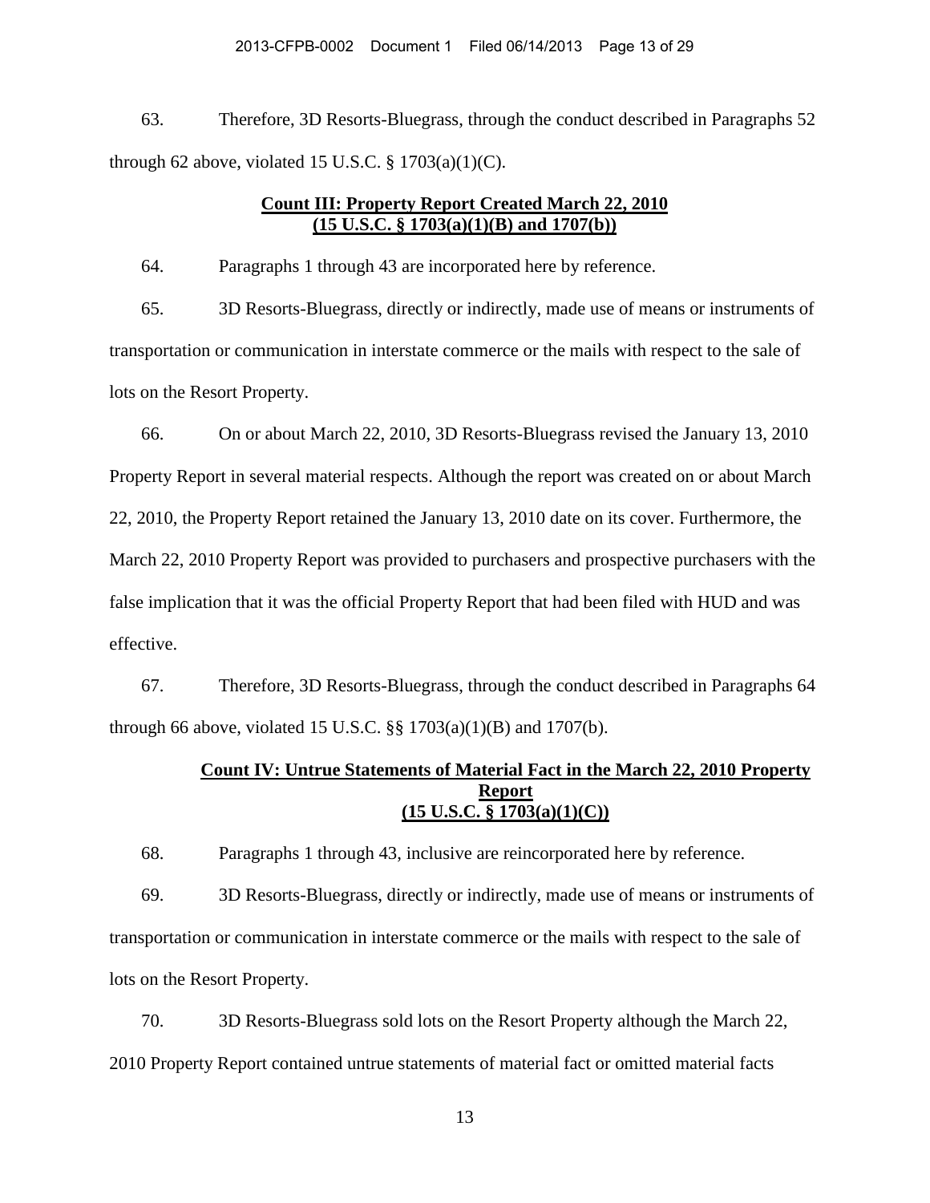63. Therefore, 3D Resorts-Bluegrass, through the conduct described in Paragraphs 52 through 62 above, violated 15 U.S.C. § 1703(a)(1)(C).

## Count III: Property Report Created March 22, 2010 (15 U.S.C. § 1703(a)(1)(B) and 1707(b))

64. Paragraphs 1 through 43 are incorporated here by reference.

65. 3D Resorts-Bluegrass, directly or indirectly, made use of means or instruments of transportation or communication in interstate commerce or the mails with respect to the sale of lots on the Resort Property.

66. On or about March 22, 2010, 3D Resorts-Bluegrass revised the January 13, 2010 Property Report in several material respects. Although the report was created on or about March 22, 2010, the Property Report retained the January 13, 2010 date on its cover. Furthermore, the March 22, 2010 Property Report was provided to purchasers and prospective purchasers with the false implication that it was the official Property Report that had been filed with HUD and was effective.

67. Therefore, 3D Resorts-Bluegrass, through the conduct described in Paragraphs 64 through 66 above, violated 15 U.S.C. §§ 1703(a)(1)(B) and 1707(b).

## Count IV: Untrue Statements of Material Fact in the March 22, 2010 Property Report (15 U.S.C. § 1703(a)(1)(C))

68. Paragraphs 1 through 43, inclusive are reincorporated here by reference.

69. 3D Resorts-Bluegrass, directly or indirectly, made use of means or instruments of transportation or communication in interstate commerce or the mails with respect to the sale of lots on the Resort Property.

70. 3D Resorts-Bluegrass sold lots on the Resort Property although the March 22, 2010 Property Report contained untrue statements of material fact or omitted material facts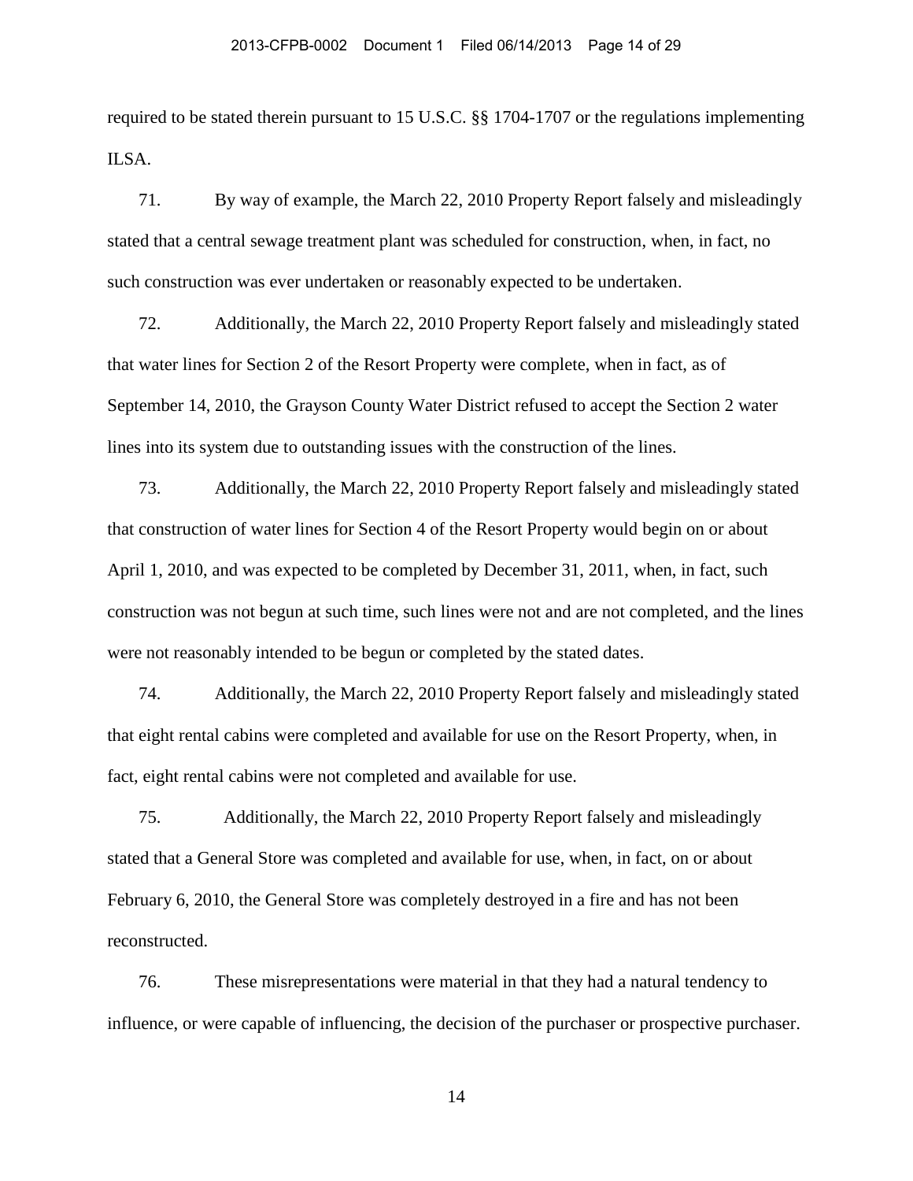required to be stated therein pursuant to 15 U.S.C. §§ 1704-1707 or the regulations implementing ILSA.

71. By way of example, the March 22, 2010 Property Report falsely and misleadingly stated that a central sewage treatment plant was scheduled for construction, when, in fact, no such construction was ever undertaken or reasonably expected to be undertaken.

72. Additionally, the March 22, 2010 Property Report falsely and misleadingly stated that water lines for Section 2 of the Resort Property were complete, when in fact, as of September 14, 2010, the Grayson County Water District refused to accept the Section 2 water lines into its system due to outstanding issues with the construction of the lines.

73. Additionally, the March 22, 2010 Property Report falsely and misleadingly stated that construction of water lines for Section 4 of the Resort Property would begin on or about April 1, 2010, and was expected to be completed by December 31, 2011, when, in fact, such construction was not begun at such time, such lines were not and are not completed, and the lines were not reasonably intended to be begun or completed by the stated dates.

74. Additionally, the March 22, 2010 Property Report falsely and misleadingly stated that eight rental cabins were completed and available for use on the Resort Property, when, in fact, eight rental cabins were not completed and available for use.

75. Additionally, the March 22, 2010 Property Report falsely and misleadingly stated that a General Store was completed and available for use, when, in fact, on or about February 6, 2010, the General Store was completely destroyed in a fire and has not been reconstructed.

76. These misrepresentations were material in that they had a natural tendency to influence, or were capable of influencing, the decision of the purchaser or prospective purchaser.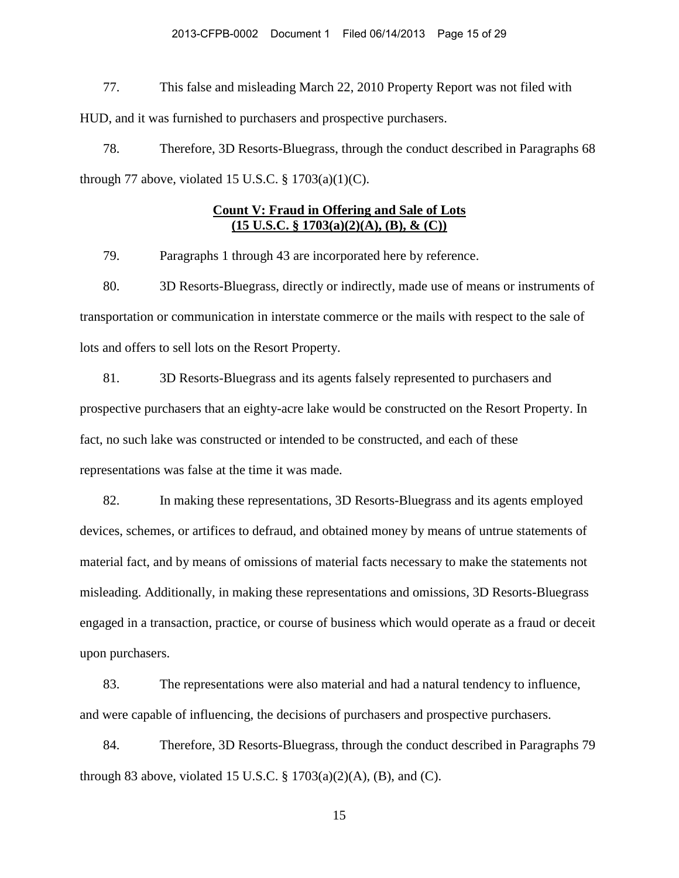77. This false and misleading March 22, 2010 Property Report was not filed with HUD, and it was furnished to purchasers and prospective purchasers.

78. Therefore, 3D Resorts-Bluegrass, through the conduct described in Paragraphs 68 through 77 above, violated 15 U.S.C. § 1703(a)(1)(C).

**Count V: Fraud in Offering and Sale of Lots**
**(15 U.S.C. § 1703(a)(2)(A), (B), & (C))**

79. Paragraphs 1 through 43 are incorporated here by reference.

80. 3D Resorts-Bluegrass, directly or indirectly, made use of means or instruments of transportation or communication in interstate commerce or the mails with respect to the sale of lots and offers to sell lots on the Resort Property.

81. 3D Resorts-Bluegrass and its agents falsely represented to purchasers and prospective purchasers that an eighty-acre lake would be constructed on the Resort Property. In fact, no such lake was constructed or intended to be constructed, and each of these representations was false at the time it was made.

82. In making these representations, 3D Resorts-Bluegrass and its agents employed devices, schemes, or artifices to defraud, and obtained money by means of untrue statements of material fact, and by means of omissions of material facts necessary to make the statements not misleading. Additionally, in making these representations and omissions, 3D Resorts-Bluegrass engaged in a transaction, practice, or course of business which would operate as a fraud or deceit upon purchasers.

83. The representations were also material and had a natural tendency to influence, and were capable of influencing, the decisions of purchasers and prospective purchasers.

84. Therefore, 3D Resorts-Bluegrass, through the conduct described in Paragraphs 79 through 83 above, violated 15 U.S.C. § 1703(a)(2)(A), (B), and (C).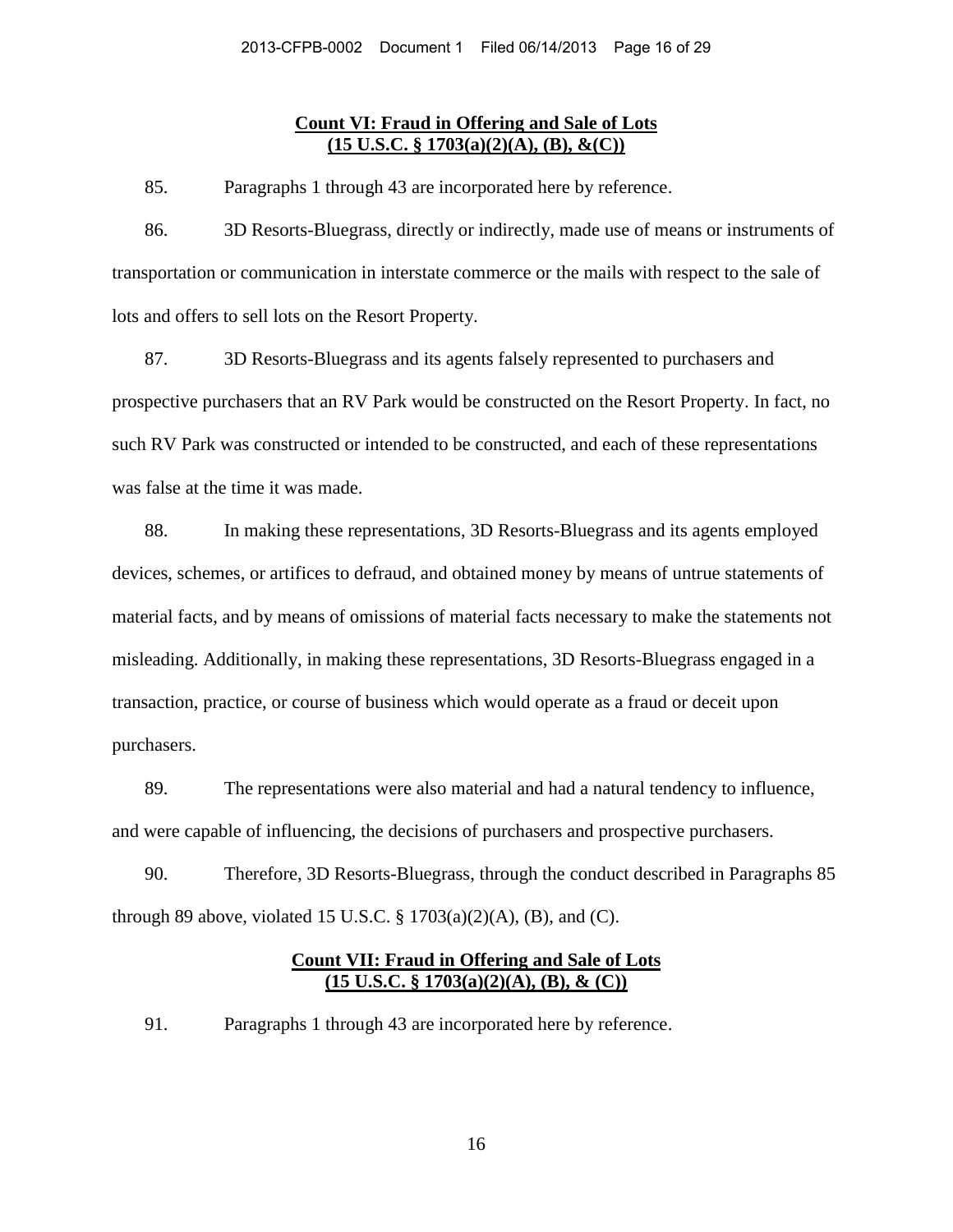**Count VI: Fraud in Offering and Sale of Lots**
**(15 U.S.C. § 1703(a)(2)(A), (B), &(C))**

85. Paragraphs 1 through 43 are incorporated here by reference.

86. 3D Resorts-Bluegrass, directly or indirectly, made use of means or instruments of transportation or communication in interstate commerce or the mails with respect to the sale of lots and offers to sell lots on the Resort Property.

87. 3D Resorts-Bluegrass and its agents falsely represented to purchasers and prospective purchasers that an RV Park would be constructed on the Resort Property. In fact, no such RV Park was constructed or intended to be constructed, and each of these representations was false at the time it was made.

88. In making these representations, 3D Resorts-Bluegrass and its agents employed devices, schemes, or artifices to defraud, and obtained money by means of untrue statements of material facts, and by means of omissions of material facts necessary to make the statements not misleading. Additionally, in making these representations, 3D Resorts-Bluegrass engaged in a transaction, practice, or course of business which would operate as a fraud or deceit upon purchasers.

89. The representations were also material and had a natural tendency to influence, and were capable of influencing, the decisions of purchasers and prospective purchasers.

90. Therefore, 3D Resorts-Bluegrass, through the conduct described in Paragraphs 85 through 89 above, violated 15 U.S.C. § 1703(a)(2)(A), (B), and (C).

**Count VII: Fraud in Offering and Sale of Lots**
**(15 U.S.C. § 1703(a)(2)(A), (B), & (C))**

91. Paragraphs 1 through 43 are incorporated here by reference.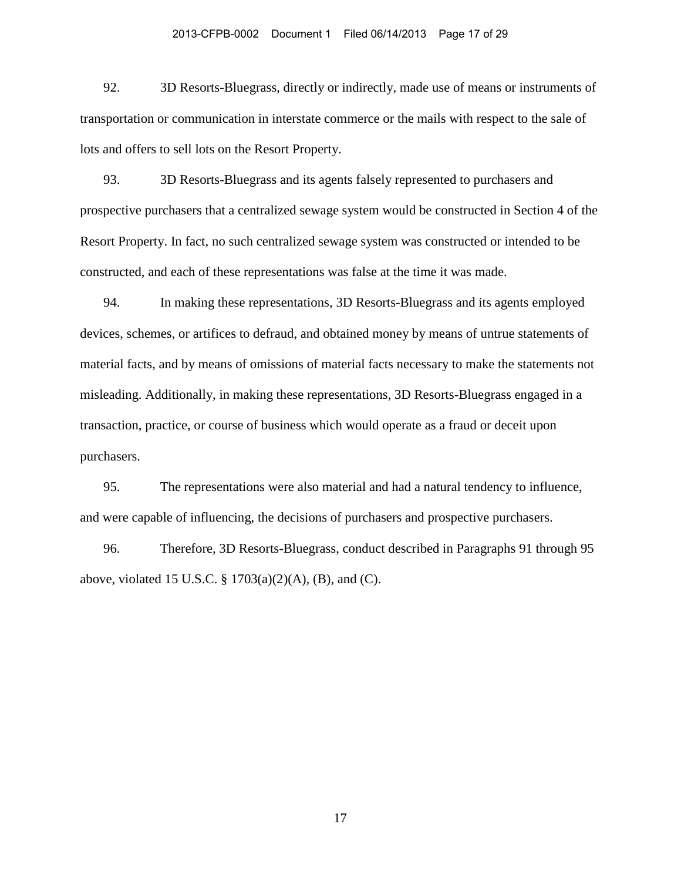92. 3D Resorts-Bluegrass, directly or indirectly, made use of means or instruments of transportation or communication in interstate commerce or the mails with respect to the sale of lots and offers to sell lots on the Resort Property.

93. 3D Resorts-Bluegrass and its agents falsely represented to purchasers and prospective purchasers that a centralized sewage system would be constructed in Section 4 of the Resort Property. In fact, no such centralized sewage system was constructed or intended to be constructed, and each of these representations was false at the time it was made.

94. In making these representations, 3D Resorts-Bluegrass and its agents employed devices, schemes, or artifices to defraud, and obtained money by means of untrue statements of material facts, and by means of omissions of material facts necessary to make the statements not misleading. Additionally, in making these representations, 3D Resorts-Bluegrass engaged in a transaction, practice, or course of business which would operate as a fraud or deceit upon purchasers.

95. The representations were also material and had a natural tendency to influence, and were capable of influencing, the decisions of purchasers and prospective purchasers.

96. Therefore, 3D Resorts-Bluegrass, conduct described in Paragraphs 91 through 95 above, violated 15 U.S.C. § 1703(a)(2)(A), (B), and (C).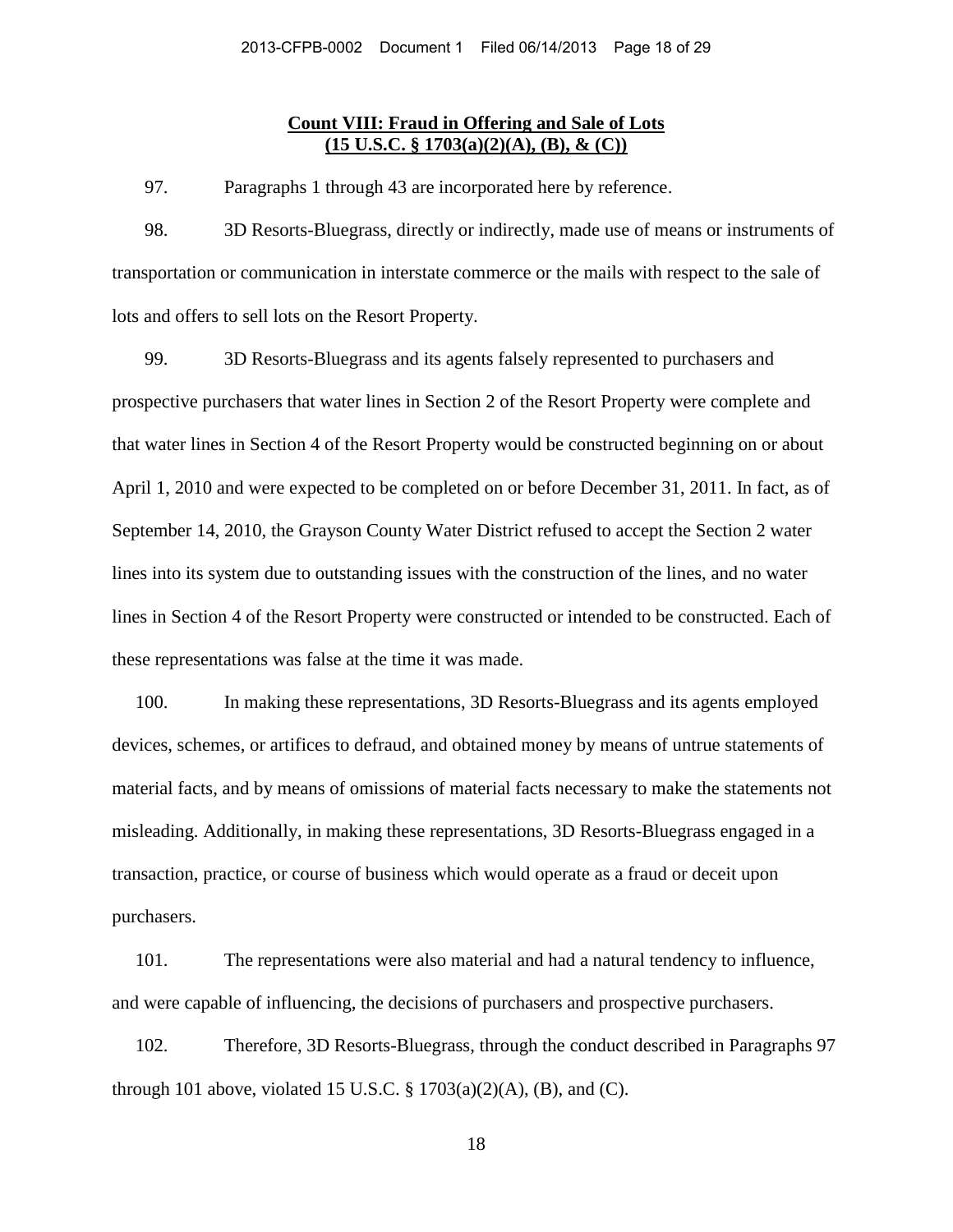## Count VIII: Fraud in Offering and Sale of Lots (15 U.S.C. § 1703(a)(2)(A), (B), & (C))

97. Paragraphs 1 through 43 are incorporated here by reference.

98. 3D Resorts-Bluegrass, directly or indirectly, made use of means or instruments of transportation or communication in interstate commerce or the mails with respect to the sale of lots and offers to sell lots on the Resort Property.

99. 3D Resorts-Bluegrass and its agents falsely represented to purchasers and prospective purchasers that water lines in Section 2 of the Resort Property were complete and that water lines in Section 4 of the Resort Property would be constructed beginning on or about April 1, 2010 and were expected to be completed on or before December 31, 2011. In fact, as of September 14, 2010, the Grayson County Water District refused to accept the Section 2 water lines into its system due to outstanding issues with the construction of the lines, and no water lines in Section 4 of the Resort Property were constructed or intended to be constructed. Each of these representations was false at the time it was made.

100. In making these representations, 3D Resorts-Bluegrass and its agents employed devices, schemes, or artifices to defraud, and obtained money by means of untrue statements of material facts, and by means of omissions of material facts necessary to make the statements not misleading. Additionally, in making these representations, 3D Resorts-Bluegrass engaged in a transaction, practice, or course of business which would operate as a fraud or deceit upon purchasers.

101. The representations were also material and had a natural tendency to influence, and were capable of influencing, the decisions of purchasers and prospective purchasers.

102. Therefore, 3D Resorts-Bluegrass, through the conduct described in Paragraphs 97 through 101 above, violated 15 U.S.C. § 1703(a)(2)(A), (B), and (C).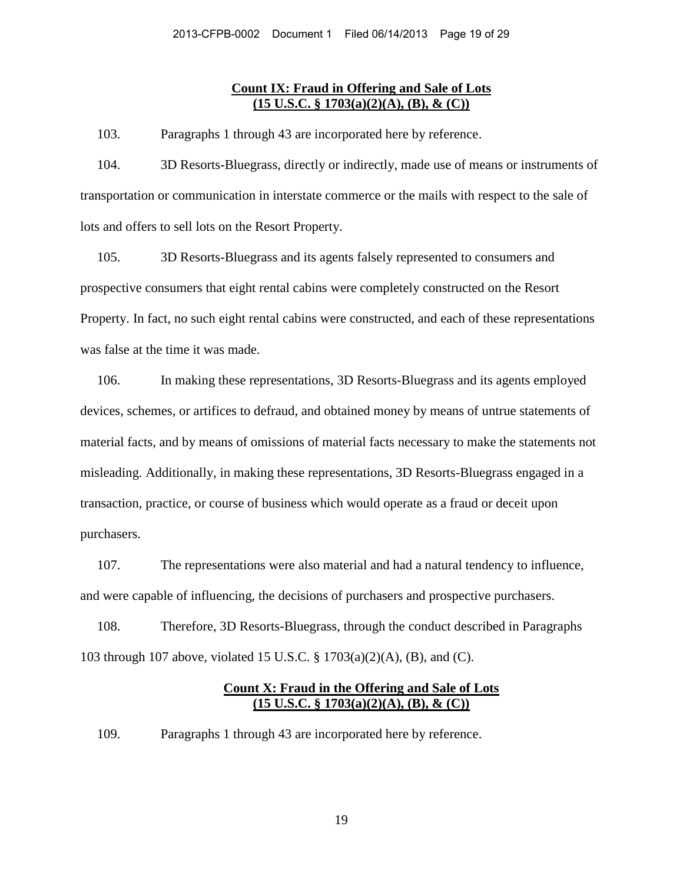**Count IX: Fraud in Offering and Sale of Lots**
**(15 U.S.C. § 1703(a)(2)(A), (B), & (C))**

103. Paragraphs 1 through 43 are incorporated here by reference.

104. 3D Resorts-Bluegrass, directly or indirectly, made use of means or instruments of transportation or communication in interstate commerce or the mails with respect to the sale of lots and offers to sell lots on the Resort Property.

105. 3D Resorts-Bluegrass and its agents falsely represented to consumers and prospective consumers that eight rental cabins were completely constructed on the Resort Property. In fact, no such eight rental cabins were constructed, and each of these representations was false at the time it was made.

106. In making these representations, 3D Resorts-Bluegrass and its agents employed devices, schemes, or artifices to defraud, and obtained money by means of untrue statements of material facts, and by means of omissions of material facts necessary to make the statements not misleading. Additionally, in making these representations, 3D Resorts-Bluegrass engaged in a transaction, practice, or course of business which would operate as a fraud or deceit upon purchasers.

107. The representations were also material and had a natural tendency to influence, and were capable of influencing, the decisions of purchasers and prospective purchasers.

108. Therefore, 3D Resorts-Bluegrass, through the conduct described in Paragraphs 103 through 107 above, violated 15 U.S.C. § 1703(a)(2)(A), (B), and (C).

**Count X: Fraud in the Offering and Sale of Lots**
**(15 U.S.C. § 1703(a)(2)(A), (B), & (C))**

109. Paragraphs 1 through 43 are incorporated here by reference.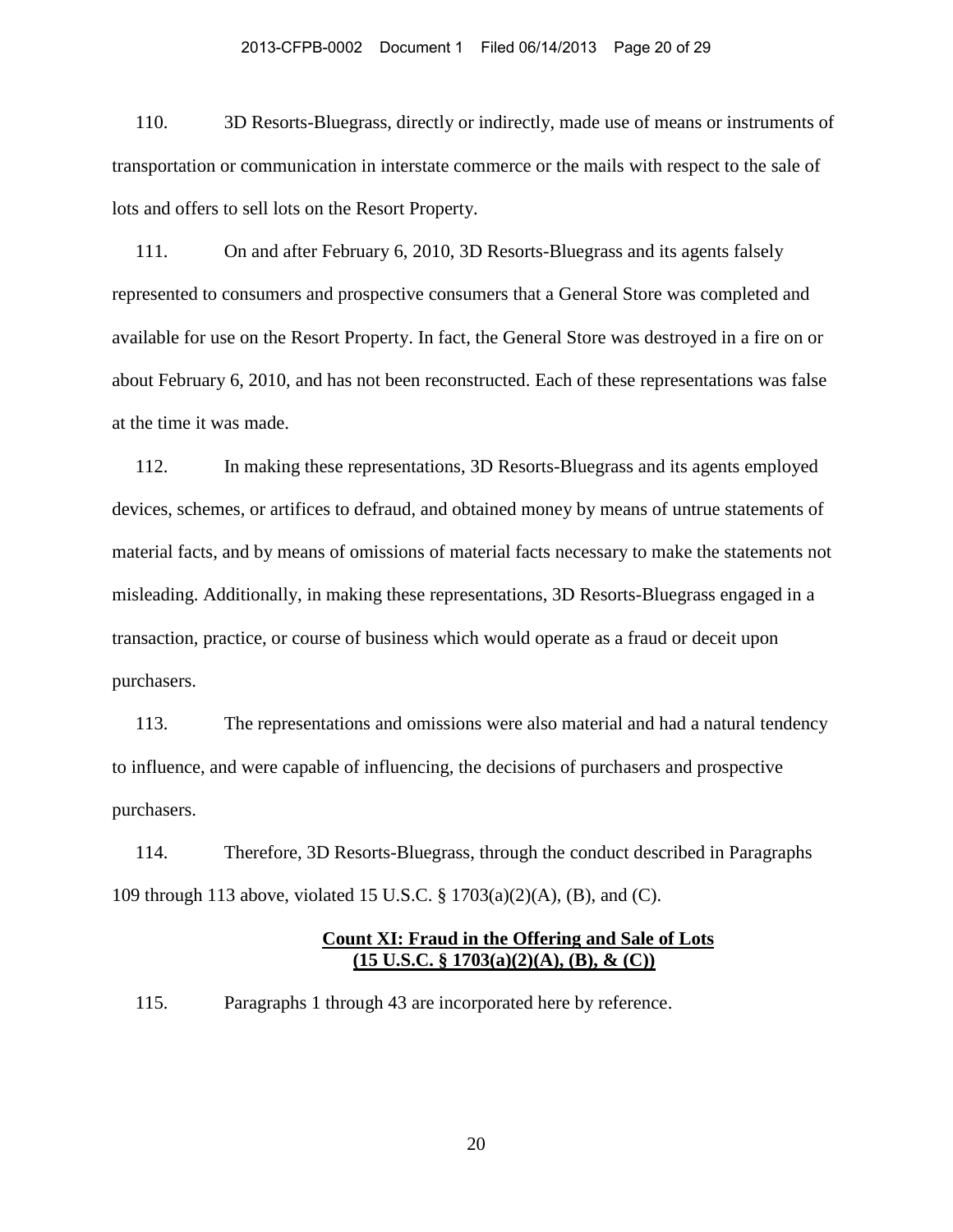110. 3D Resorts-Bluegrass, directly or indirectly, made use of means or instruments of transportation or communication in interstate commerce or the mails with respect to the sale of lots and offers to sell lots on the Resort Property.

111. On and after February 6, 2010, 3D Resorts-Bluegrass and its agents falsely represented to consumers and prospective consumers that a General Store was completed and available for use on the Resort Property. In fact, the General Store was destroyed in a fire on or about February 6, 2010, and has not been reconstructed. Each of these representations was false at the time it was made.

112. In making these representations, 3D Resorts-Bluegrass and its agents employed devices, schemes, or artifices to defraud, and obtained money by means of untrue statements of material facts, and by means of omissions of material facts necessary to make the statements not misleading. Additionally, in making these representations, 3D Resorts-Bluegrass engaged in a transaction, practice, or course of business which would operate as a fraud or deceit upon purchasers.

113. The representations and omissions were also material and had a natural tendency to influence, and were capable of influencing, the decisions of purchasers and prospective purchasers.

114. Therefore, 3D Resorts-Bluegrass, through the conduct described in Paragraphs 109 through 113 above, violated 15 U.S.C. § 1703(a)(2)(A), (B), and (C).

**Count XI: Fraud in the Offering and Sale of Lots**
**(15 U.S.C. § 1703(a)(2)(A), (B), & (C))**

115. Paragraphs 1 through 43 are incorporated here by reference.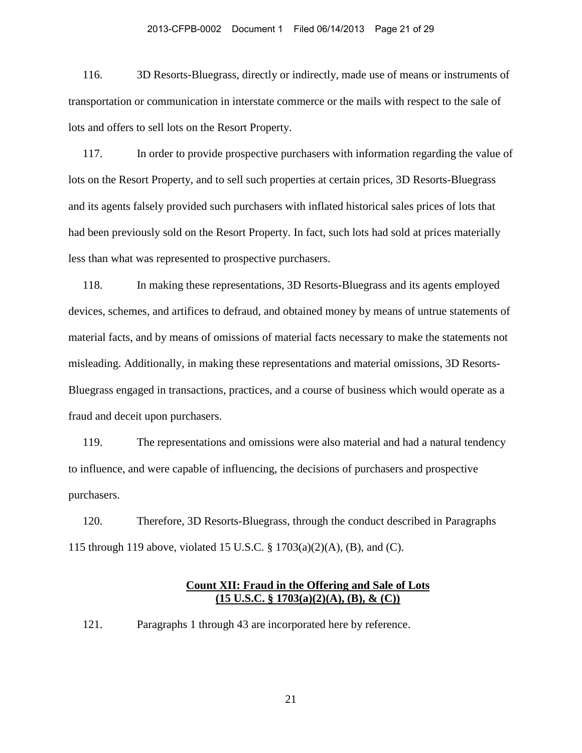116. 3D Resorts-Bluegrass, directly or indirectly, made use of means or instruments of transportation or communication in interstate commerce or the mails with respect to the sale of lots and offers to sell lots on the Resort Property.

117. In order to provide prospective purchasers with information regarding the value of lots on the Resort Property, and to sell such properties at certain prices, 3D Resorts-Bluegrass and its agents falsely provided such purchasers with inflated historical sales prices of lots that had been previously sold on the Resort Property. In fact, such lots had sold at prices materially less than what was represented to prospective purchasers.

118. In making these representations, 3D Resorts-Bluegrass and its agents employed devices, schemes, and artifices to defraud, and obtained money by means of untrue statements of material facts, and by means of omissions of material facts necessary to make the statements not misleading. Additionally, in making these representations and material omissions, 3D Resorts-Bluegrass engaged in transactions, practices, and a course of business which would operate as a fraud and deceit upon purchasers.

119. The representations and omissions were also material and had a natural tendency to influence, and were capable of influencing, the decisions of purchasers and prospective purchasers.

120. Therefore, 3D Resorts-Bluegrass, through the conduct described in Paragraphs 115 through 119 above, violated 15 U.S.C. § 1703(a)(2)(A), (B), and (C).

**Count XII: Fraud in the Offering and Sale of Lots**
**(15 U.S.C. § 1703(a)(2)(A), (B), & (C))**

121. Paragraphs 1 through 43 are incorporated here by reference.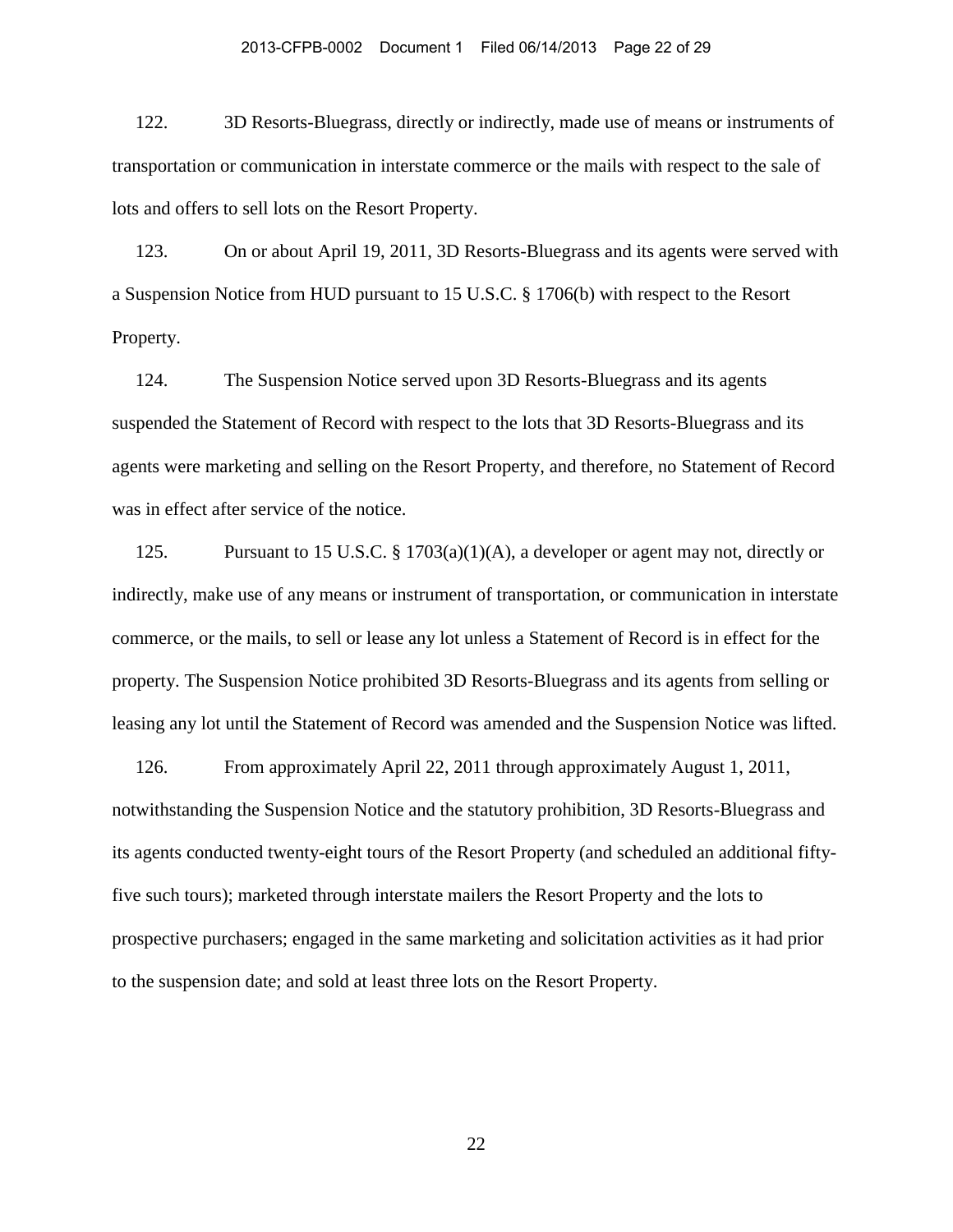122. 3D Resorts-Bluegrass, directly or indirectly, made use of means or instruments of transportation or communication in interstate commerce or the mails with respect to the sale of lots and offers to sell lots on the Resort Property.

123. On or about April 19, 2011, 3D Resorts-Bluegrass and its agents were served with a Suspension Notice from HUD pursuant to 15 U.S.C. § 1706(b) with respect to the Resort Property.

124. The Suspension Notice served upon 3D Resorts-Bluegrass and its agents suspended the Statement of Record with respect to the lots that 3D Resorts-Bluegrass and its agents were marketing and selling on the Resort Property, and therefore, no Statement of Record was in effect after service of the notice.

125. Pursuant to 15 U.S.C. § 1703(a)(1)(A), a developer or agent may not, directly or indirectly, make use of any means or instrument of transportation, or communication in interstate commerce, or the mails, to sell or lease any lot unless a Statement of Record is in effect for the property. The Suspension Notice prohibited 3D Resorts-Bluegrass and its agents from selling or leasing any lot until the Statement of Record was amended and the Suspension Notice was lifted.

126. From approximately April 22, 2011 through approximately August 1, 2011, notwithstanding the Suspension Notice and the statutory prohibition, 3D Resorts-Bluegrass and its agents conducted twenty-eight tours of the Resort Property (and scheduled an additional fifty-five such tours); marketed through interstate mailers the Resort Property and the lots to prospective purchasers; engaged in the same marketing and solicitation activities as it had prior to the suspension date; and sold at least three lots on the Resort Property.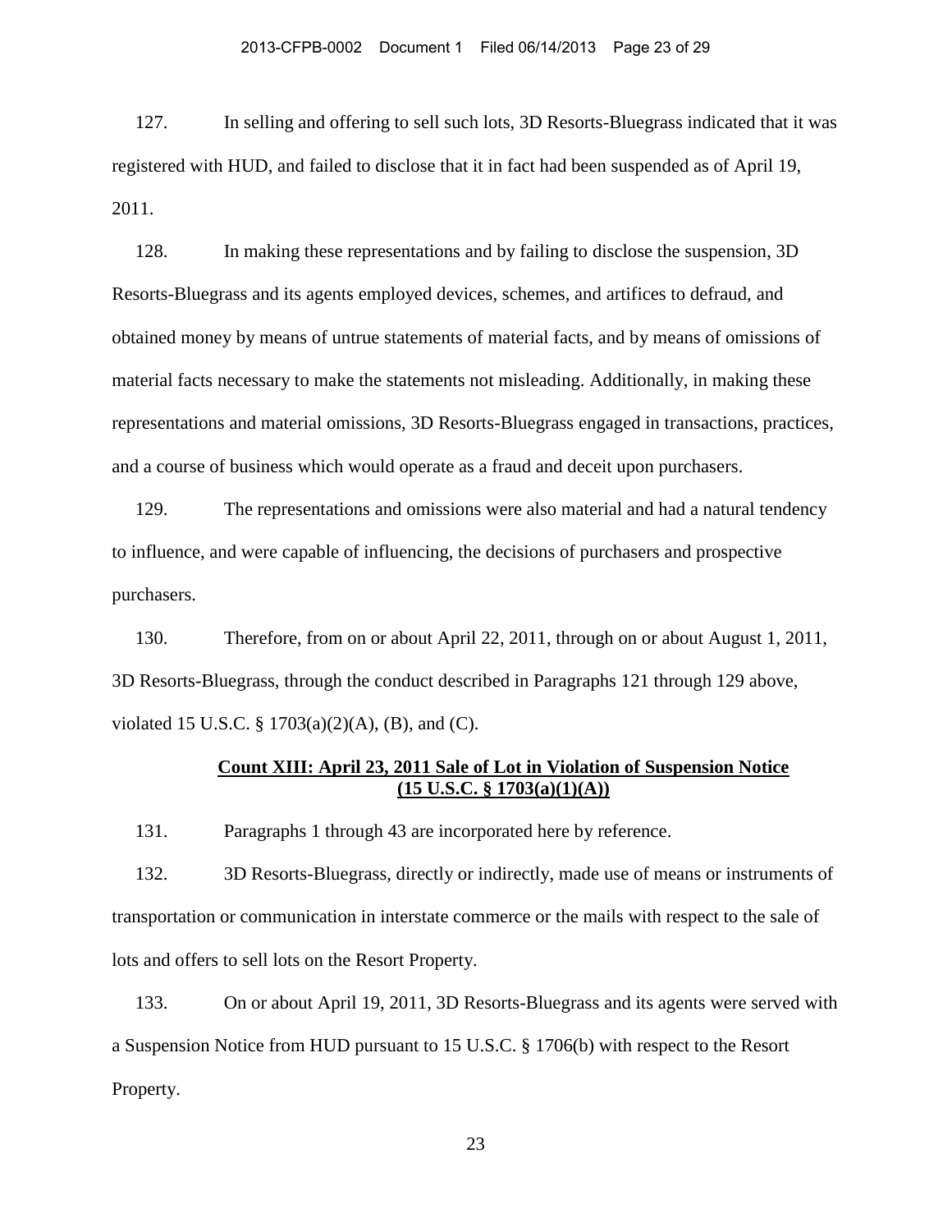127. In selling and offering to sell such lots, 3D Resorts-Bluegrass indicated that it was registered with HUD, and failed to disclose that it in fact had been suspended as of April 19, 2011.

128. In making these representations and by failing to disclose the suspension, 3D Resorts-Bluegrass and its agents employed devices, schemes, and artifices to defraud, and obtained money by means of untrue statements of material facts, and by means of omissions of material facts necessary to make the statements not misleading. Additionally, in making these representations and material omissions, 3D Resorts-Bluegrass engaged in transactions, practices, and a course of business which would operate as a fraud and deceit upon purchasers.

129. The representations and omissions were also material and had a natural tendency to influence, and were capable of influencing, the decisions of purchasers and prospective purchasers.

130. Therefore, from on or about April 22, 2011, through on or about August 1, 2011, 3D Resorts-Bluegrass, through the conduct described in Paragraphs 121 through 129 above, violated 15 U.S.C. § 1703(a)(2)(A), (B), and (C).

**Count XIII: April 23, 2011 Sale of Lot in Violation of Suspension Notice (15 U.S.C. § 1703(a)(1)(A))**

131. Paragraphs 1 through 43 are incorporated here by reference.

132. 3D Resorts-Bluegrass, directly or indirectly, made use of means or instruments of transportation or communication in interstate commerce or the mails with respect to the sale of lots and offers to sell lots on the Resort Property.

133. On or about April 19, 2011, 3D Resorts-Bluegrass and its agents were served with a Suspension Notice from HUD pursuant to 15 U.S.C. § 1706(b) with respect to the Resort Property.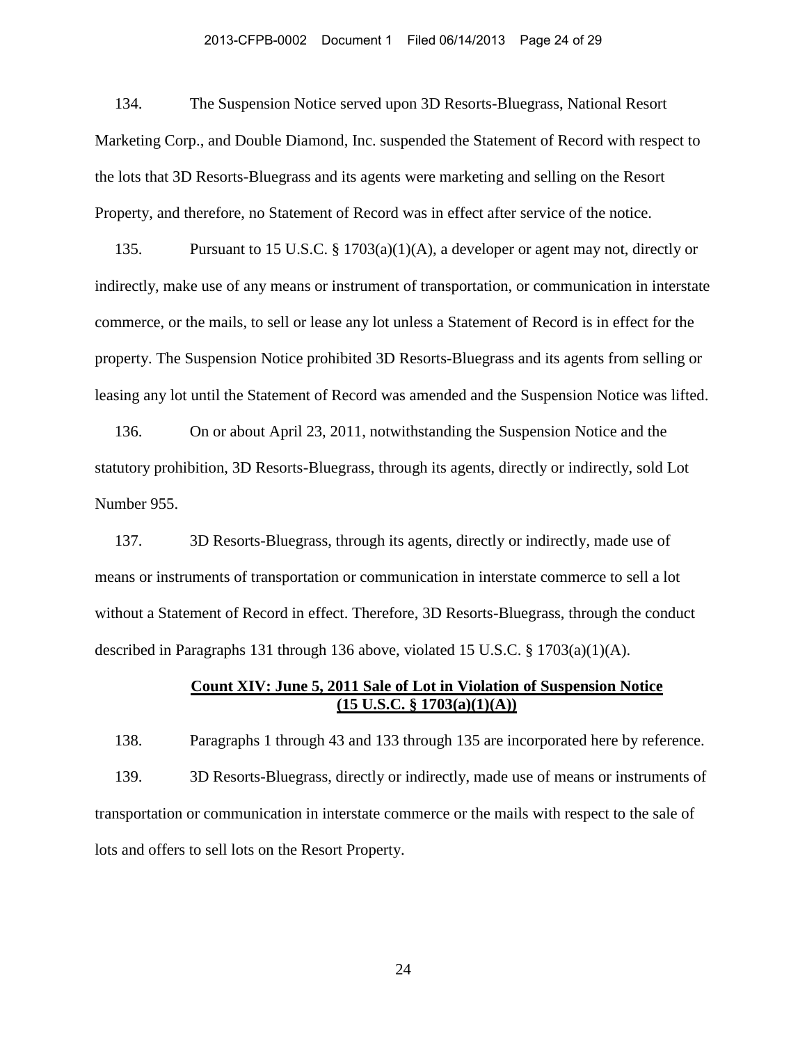134. The Suspension Notice served upon 3D Resorts-Bluegrass, National Resort Marketing Corp., and Double Diamond, Inc. suspended the Statement of Record with respect to the lots that 3D Resorts-Bluegrass and its agents were marketing and selling on the Resort Property, and therefore, no Statement of Record was in effect after service of the notice.

135. Pursuant to 15 U.S.C. § 1703(a)(1)(A), a developer or agent may not, directly or indirectly, make use of any means or instrument of transportation, or communication in interstate commerce, or the mails, to sell or lease any lot unless a Statement of Record is in effect for the property. The Suspension Notice prohibited 3D Resorts-Bluegrass and its agents from selling or leasing any lot until the Statement of Record was amended and the Suspension Notice was lifted.

136. On or about April 23, 2011, notwithstanding the Suspension Notice and the statutory prohibition, 3D Resorts-Bluegrass, through its agents, directly or indirectly, sold Lot Number 955.

137. 3D Resorts-Bluegrass, through its agents, directly or indirectly, made use of means or instruments of transportation or communication in interstate commerce to sell a lot without a Statement of Record in effect. Therefore, 3D Resorts-Bluegrass, through the conduct described in Paragraphs 131 through 136 above, violated 15 U.S.C. § 1703(a)(1)(A).

**Count XIV: June 5, 2011 Sale of Lot in Violation of Suspension Notice (15 U.S.C. § 1703(a)(1)(A))**

138. Paragraphs 1 through 43 and 133 through 135 are incorporated here by reference.

139. 3D Resorts-Bluegrass, directly or indirectly, made use of means or instruments of transportation or communication in interstate commerce or the mails with respect to the sale of lots and offers to sell lots on the Resort Property.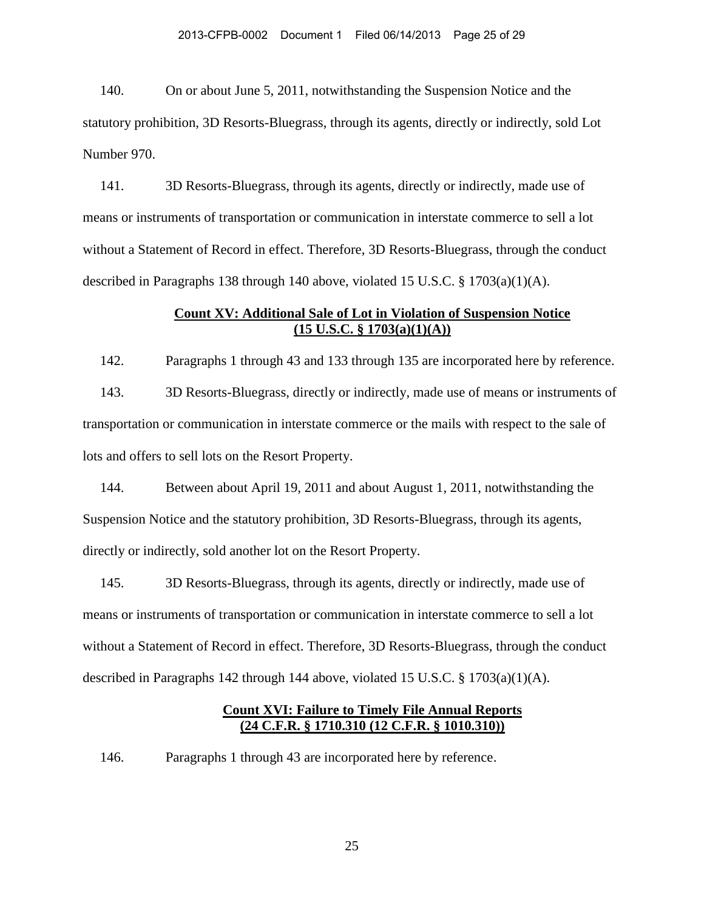140. On or about June 5, 2011, notwithstanding the Suspension Notice and the statutory prohibition, 3D Resorts-Bluegrass, through its agents, directly or indirectly, sold Lot Number 970.

141. 3D Resorts-Bluegrass, through its agents, directly or indirectly, made use of means or instruments of transportation or communication in interstate commerce to sell a lot without a Statement of Record in effect. Therefore, 3D Resorts-Bluegrass, through the conduct described in Paragraphs 138 through 140 above, violated 15 U.S.C. § 1703(a)(1)(A).

### Count XV: Additional Sale of Lot in Violation of Suspension Notice (15 U.S.C. § 1703(a)(1)(A))

142. Paragraphs 1 through 43 and 133 through 135 are incorporated here by reference.

143. 3D Resorts-Bluegrass, directly or indirectly, made use of means or instruments of transportation or communication in interstate commerce or the mails with respect to the sale of lots and offers to sell lots on the Resort Property.

144. Between about April 19, 2011 and about August 1, 2011, notwithstanding the Suspension Notice and the statutory prohibition, 3D Resorts-Bluegrass, through its agents, directly or indirectly, sold another lot on the Resort Property.

145. 3D Resorts-Bluegrass, through its agents, directly or indirectly, made use of means or instruments of transportation or communication in interstate commerce to sell a lot without a Statement of Record in effect. Therefore, 3D Resorts-Bluegrass, through the conduct described in Paragraphs 142 through 144 above, violated 15 U.S.C. § 1703(a)(1)(A).

### Count XVI: Failure to Timely File Annual Reports (24 C.F.R. § 1710.310 (12 C.F.R. § 1010.310))

146. Paragraphs 1 through 43 are incorporated here by reference.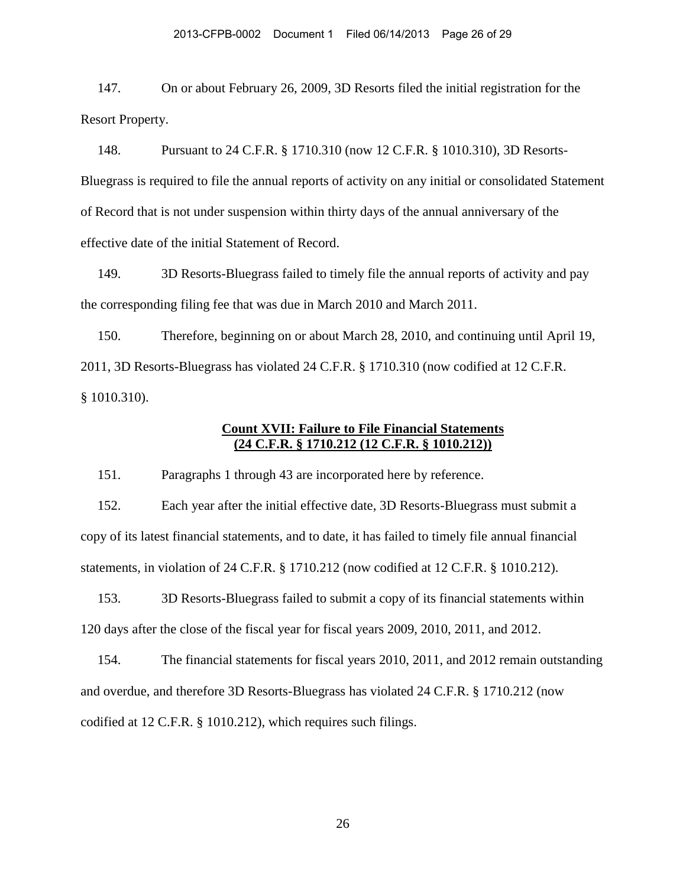147. On or about February 26, 2009, 3D Resorts filed the initial registration for the Resort Property.

148. Pursuant to 24 C.F.R. § 1710.310 (now 12 C.F.R. § 1010.310), 3D Resorts-Bluegrass is required to file the annual reports of activity on any initial or consolidated Statement of Record that is not under suspension within thirty days of the annual anniversary of the effective date of the initial Statement of Record.

149. 3D Resorts-Bluegrass failed to timely file the annual reports of activity and pay the corresponding filing fee that was due in March 2010 and March 2011.

150. Therefore, beginning on or about March 28, 2010, and continuing until April 19, 2011, 3D Resorts-Bluegrass has violated 24 C.F.R. § 1710.310 (now codified at 12 C.F.R. § 1010.310).

### **Count XVII: Failure to File Financial Statements (24 C.F.R. § 1710.212 (12 C.F.R. § 1010.212))**

151. Paragraphs 1 through 43 are incorporated here by reference.

152. Each year after the initial effective date, 3D Resorts-Bluegrass must submit a copy of its latest financial statements, and to date, it has failed to timely file annual financial statements, in violation of 24 C.F.R. § 1710.212 (now codified at 12 C.F.R. § 1010.212).

153. 3D Resorts-Bluegrass failed to submit a copy of its financial statements within 120 days after the close of the fiscal year for fiscal years 2009, 2010, 2011, and 2012.

154. The financial statements for fiscal years 2010, 2011, and 2012 remain outstanding and overdue, and therefore 3D Resorts-Bluegrass has violated 24 C.F.R. § 1710.212 (now codified at 12 C.F.R. § 1010.212), which requires such filings.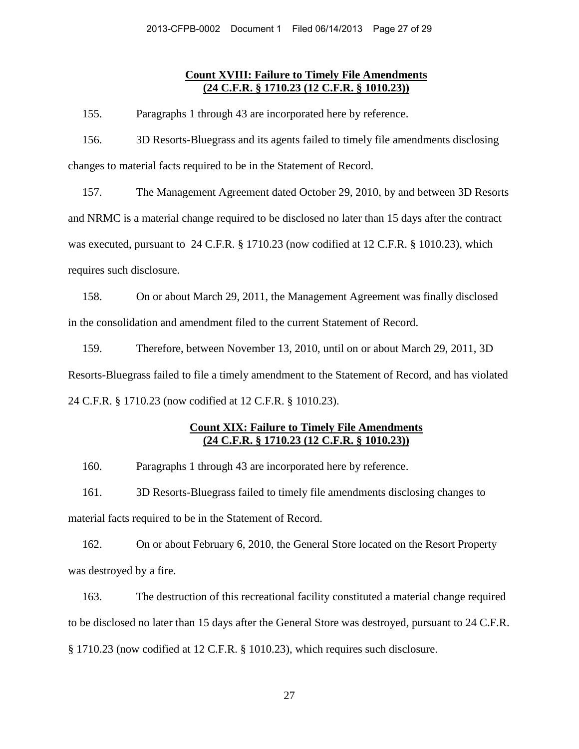**Count XVIII: Failure to Timely File Amendments**
**(24 C.F.R. § 1710.23 (12 C.F.R. § 1010.23))**

155. Paragraphs 1 through 43 are incorporated here by reference.

156. 3D Resorts-Bluegrass and its agents failed to timely file amendments disclosing changes to material facts required to be in the Statement of Record.

157. The Management Agreement dated October 29, 2010, by and between 3D Resorts and NRMC is a material change required to be disclosed no later than 15 days after the contract was executed, pursuant to 24 C.F.R. § 1710.23 (now codified at 12 C.F.R. § 1010.23), which requires such disclosure.

158. On or about March 29, 2011, the Management Agreement was finally disclosed in the consolidation and amendment filed to the current Statement of Record.

159. Therefore, between November 13, 2010, until on or about March 29, 2011, 3D Resorts-Bluegrass failed to file a timely amendment to the Statement of Record, and has violated 24 C.F.R. § 1710.23 (now codified at 12 C.F.R. § 1010.23).

**Count XIX: Failure to Timely File Amendments**
**(24 C.F.R. § 1710.23 (12 C.F.R. § 1010.23))**

160. Paragraphs 1 through 43 are incorporated here by reference.

161. 3D Resorts-Bluegrass failed to timely file amendments disclosing changes to material facts required to be in the Statement of Record.

162. On or about February 6, 2010, the General Store located on the Resort Property was destroyed by a fire.

163. The destruction of this recreational facility constituted a material change required to be disclosed no later than 15 days after the General Store was destroyed, pursuant to 24 C.F.R. § 1710.23 (now codified at 12 C.F.R. § 1010.23), which requires such disclosure.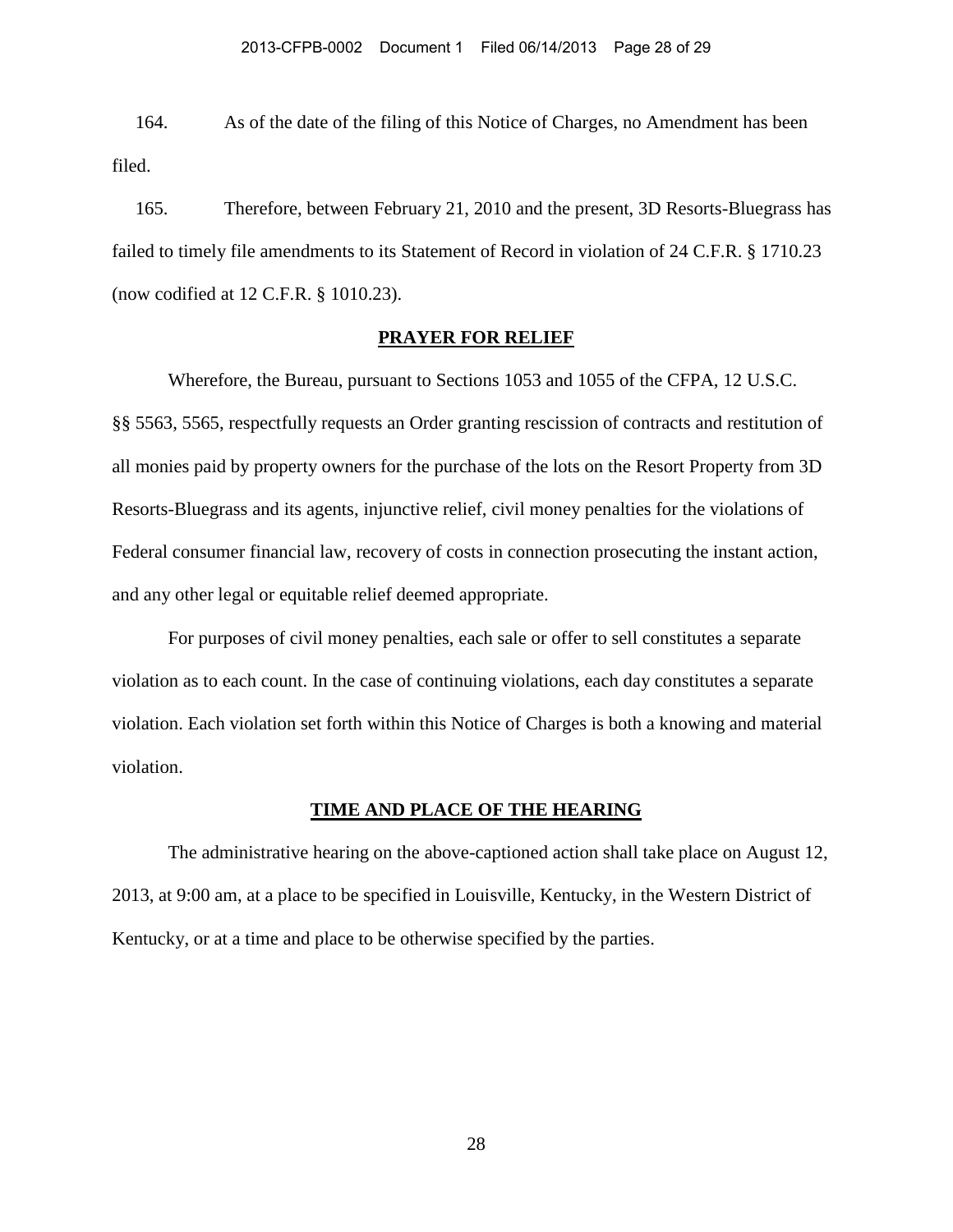164. As of the date of the filing of this Notice of Charges, no Amendment has been filed.

165. Therefore, between February 21, 2010 and the present, 3D Resorts-Bluegrass has failed to timely file amendments to its Statement of Record in violation of 24 C.F.R. § 1710.23 (now codified at 12 C.F.R. § 1010.23).

## PRAYER FOR RELIEF

Wherefore, the Bureau, pursuant to Sections 1053 and 1055 of the CFPA, 12 U.S.C. §§ 5563, 5565, respectfully requests an Order granting rescission of contracts and restitution of all monies paid by property owners for the purchase of the lots on the Resort Property from 3D Resorts-Bluegrass and its agents, injunctive relief, civil money penalties for the violations of Federal consumer financial law, recovery of costs in connection prosecuting the instant action, and any other legal or equitable relief deemed appropriate.

For purposes of civil money penalties, each sale or offer to sell constitutes a separate violation as to each count. In the case of continuing violations, each day constitutes a separate violation. Each violation set forth within this Notice of Charges is both a knowing and material violation.

## TIME AND PLACE OF THE HEARING

The administrative hearing on the above-captioned action shall take place on August 12, 2013, at 9:00 am, at a place to be specified in Louisville, Kentucky, in the Western District of Kentucky, or at a time and place to be otherwise specified by the parties.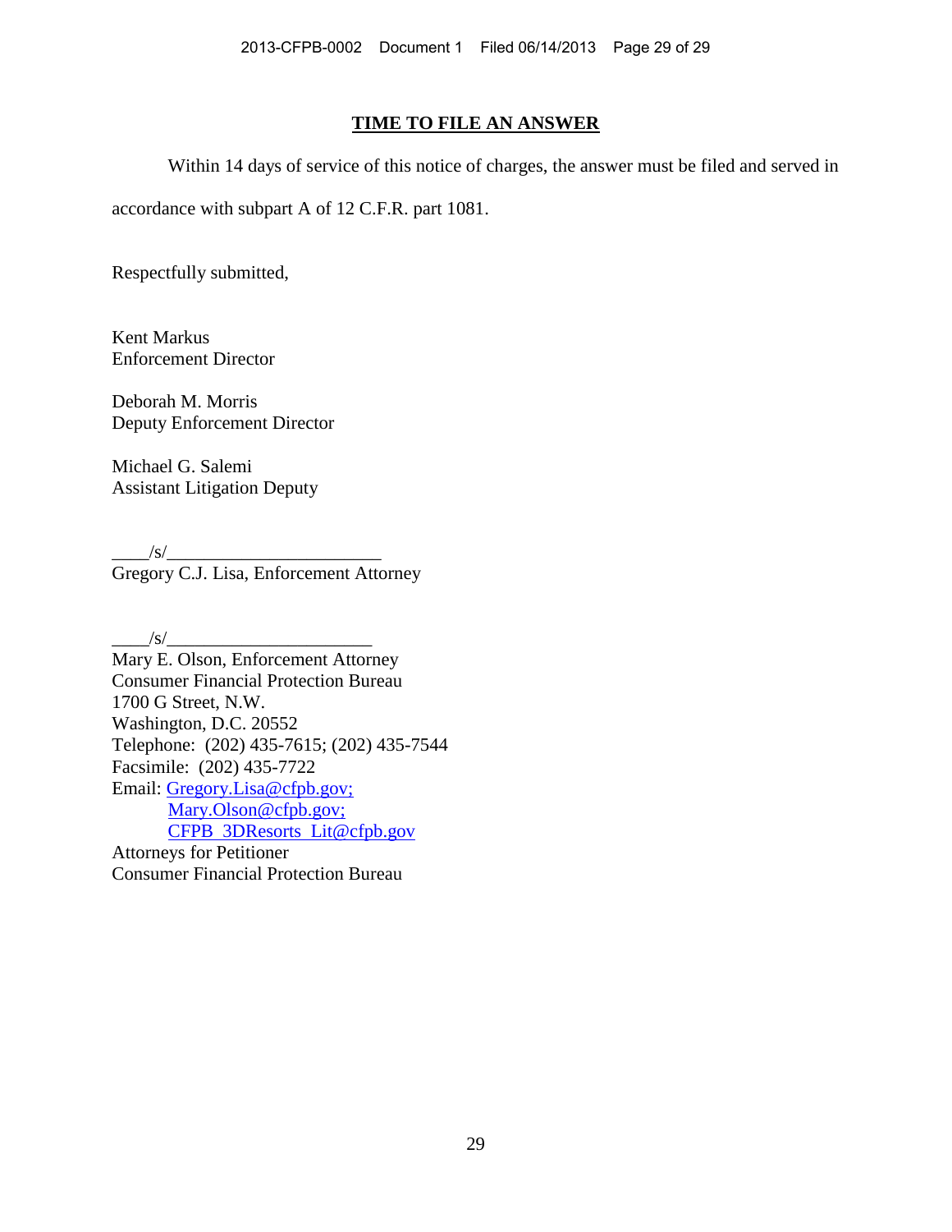**TIME TO FILE AN ANSWER**

Within 14 days of service of this notice of charges, the answer must be filed and served in accordance with subpart A of 12 C.F.R. part 1081.

Respectfully submitted,

Kent Markus
Enforcement Director

Deborah M. Morris
Deputy Enforcement Director

Michael G. Salemi
Assistant Litigation Deputy

____/s/_______________________
Gregory C.J. Lisa, Enforcement Attorney

____/s/______________________
Mary E. Olson, Enforcement Attorney
Consumer Financial Protection Bureau
1700 G Street, N.W.
Washington, D.C. 20552
Telephone: (202) 435-7615; (202) 435-7544
Facsimile: (202) 435-7722
Email: Gregory.Lisa@cfpb.gov;
Mary.Olson@cfpb.gov;
CFPB_3DResorts_Lit@cfpb.gov
Attorneys for Petitioner
Consumer Financial Protection Bureau